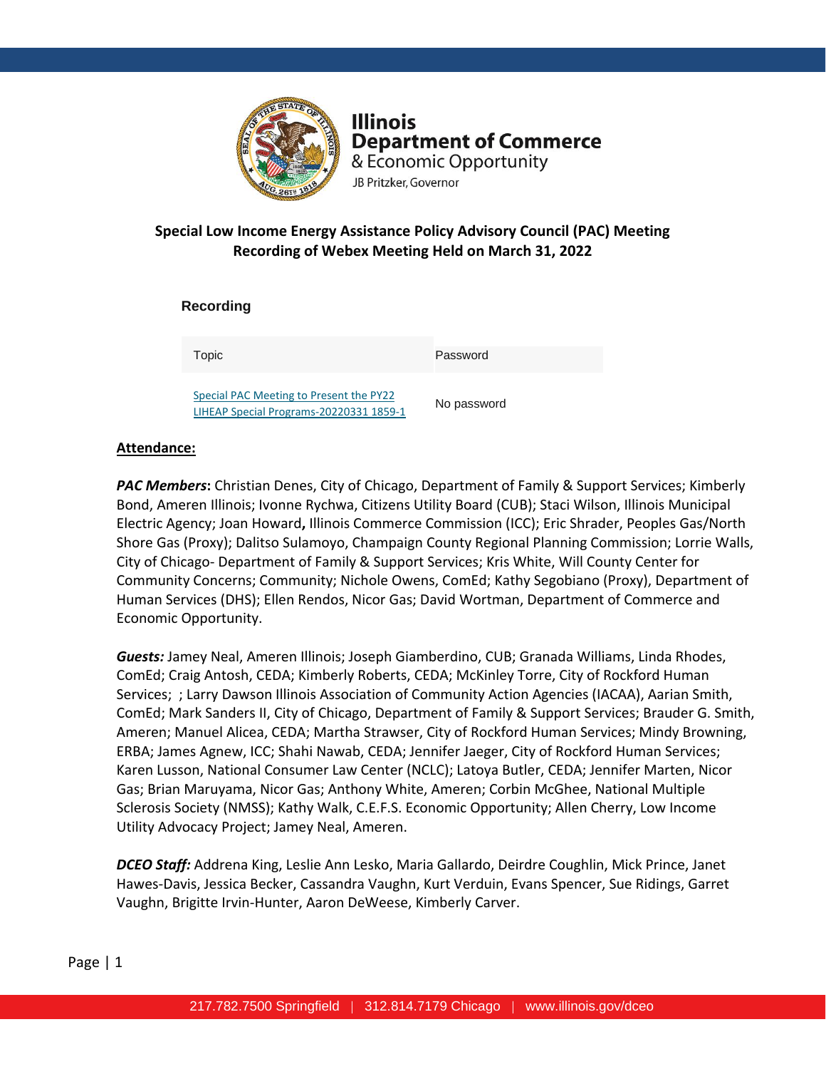Illinois
Department of Commerce
& Economic Opportunity
JB Pritzker, Governor

## Special Low Income Energy Assistance Policy Advisory Council (PAC) Meeting
## Recording of Webex Meeting Held on March 31, 2022

### Recording

| Topic | Password |
|---|---|
| Special PAC Meeting to Present the PY22 LIHEAP Special Programs-20220331 1859-1 | No password |

**Attendance:**

***PAC Members*:** Christian Denes, City of Chicago, Department of Family & Support Services; Kimberly Bond, Ameren Illinois; Ivonne Rychwa, Citizens Utility Board (CUB); Staci Wilson, Illinois Municipal Electric Agency; Joan Howard**,** Illinois Commerce Commission (ICC); Eric Shrader, Peoples Gas/North Shore Gas (Proxy); Dalitso Sulamoyo, Champaign County Regional Planning Commission; Lorrie Walls, City of Chicago- Department of Family & Support Services; Kris White, Will County Center for Community Concerns; Community; Nichole Owens, ComEd; Kathy Segobiano (Proxy), Department of Human Services (DHS); Ellen Rendos, Nicor Gas; David Wortman, Department of Commerce and Economic Opportunity.

***Guests:*** Jamey Neal, Ameren Illinois; Joseph Giamberdino, CUB; Granada Williams, Linda Rhodes, ComEd; Craig Antosh, CEDA; Kimberly Roberts, CEDA; McKinley Torre, City of Rockford Human Services; ; Larry Dawson Illinois Association of Community Action Agencies (IACAA), Aarian Smith, ComEd; Mark Sanders II, City of Chicago, Department of Family & Support Services; Brauder G. Smith, Ameren; Manuel Alicea, CEDA; Martha Strawser, City of Rockford Human Services; Mindy Browning, ERBA; James Agnew, ICC; Shahi Nawab, CEDA; Jennifer Jaeger, City of Rockford Human Services; Karen Lusson, National Consumer Law Center (NCLC); Latoya Butler, CEDA; Jennifer Marten, Nicor Gas; Brian Maruyama, Nicor Gas; Anthony White, Ameren; Corbin McGhee, National Multiple Sclerosis Society (NMSS); Kathy Walk, C.E.F.S. Economic Opportunity; Allen Cherry, Low Income Utility Advocacy Project; Jamey Neal, Ameren.

***DCEO Staff:*** Addrena King, Leslie Ann Lesko, Maria Gallardo, Deirdre Coughlin, Mick Prince, Janet Hawes-Davis, Jessica Becker, Cassandra Vaughn, Kurt Verduin, Evans Spencer, Sue Ridings, Garret Vaughn, Brigitte Irvin-Hunter, Aaron DeWeese, Kimberly Carver.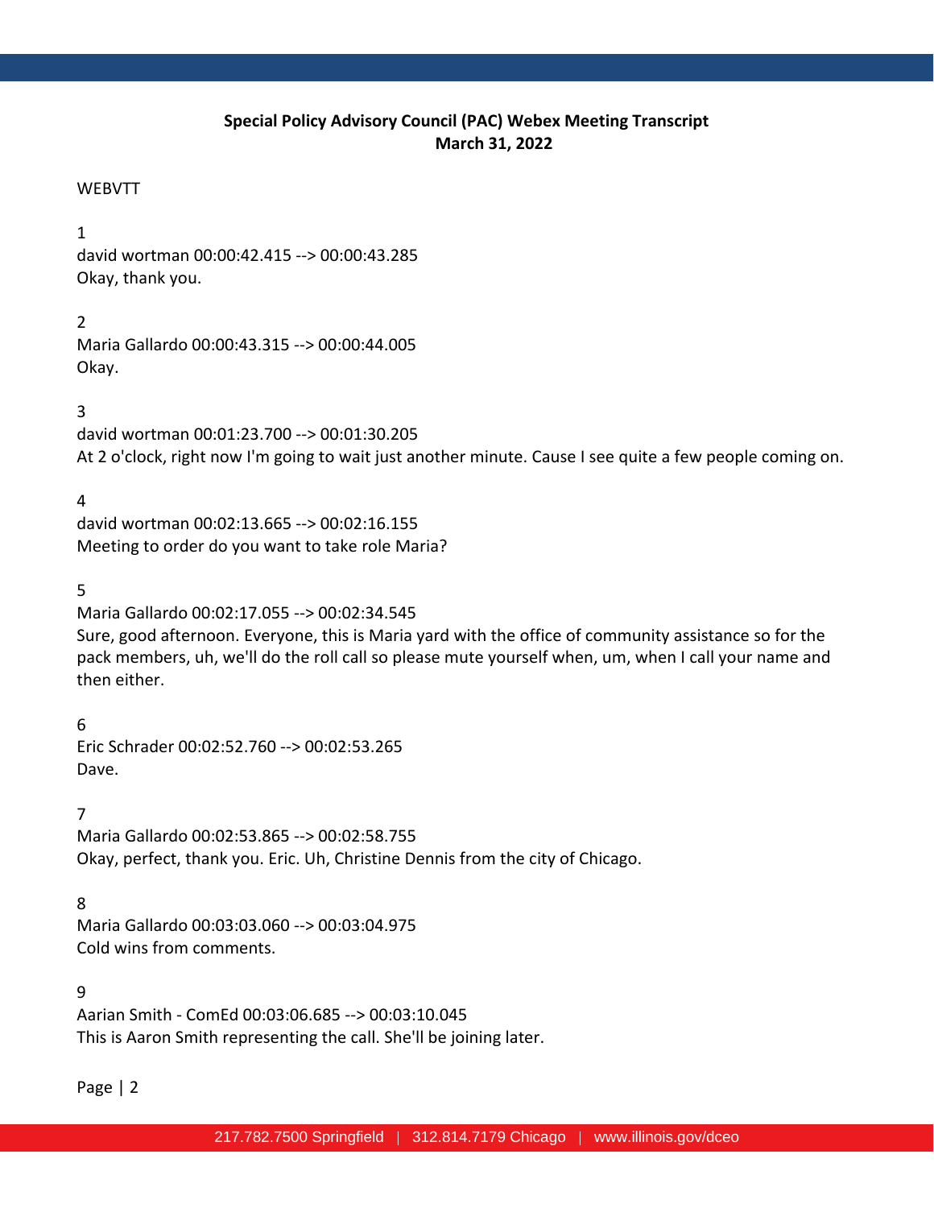**Special Policy Advisory Council (PAC) Webex Meeting Transcript**
**March 31, 2022**

WEBVTT

1
david wortman 00:00:42.415 --> 00:00:43.285
Okay, thank you.

2
Maria Gallardo 00:00:43.315 --> 00:00:44.005
Okay.

3
david wortman 00:01:23.700 --> 00:01:30.205
At 2 o'clock, right now I'm going to wait just another minute. Cause I see quite a few people coming on.

4
david wortman 00:02:13.665 --> 00:02:16.155
Meeting to order do you want to take role Maria?

5
Maria Gallardo 00:02:17.055 --> 00:02:34.545
Sure, good afternoon. Everyone, this is Maria yard with the office of community assistance so for the pack members, uh, we'll do the roll call so please mute yourself when, um, when I call your name and then either.

6
Eric Schrader 00:02:52.760 --> 00:02:53.265
Dave.

7
Maria Gallardo 00:02:53.865 --> 00:02:58.755
Okay, perfect, thank you. Eric. Uh, Christine Dennis from the city of Chicago.

8
Maria Gallardo 00:03:03.060 --> 00:03:04.975
Cold wins from comments.

9
Aarian Smith - ComEd 00:03:06.685 --> 00:03:10.045
This is Aaron Smith representing the call. She'll be joining later.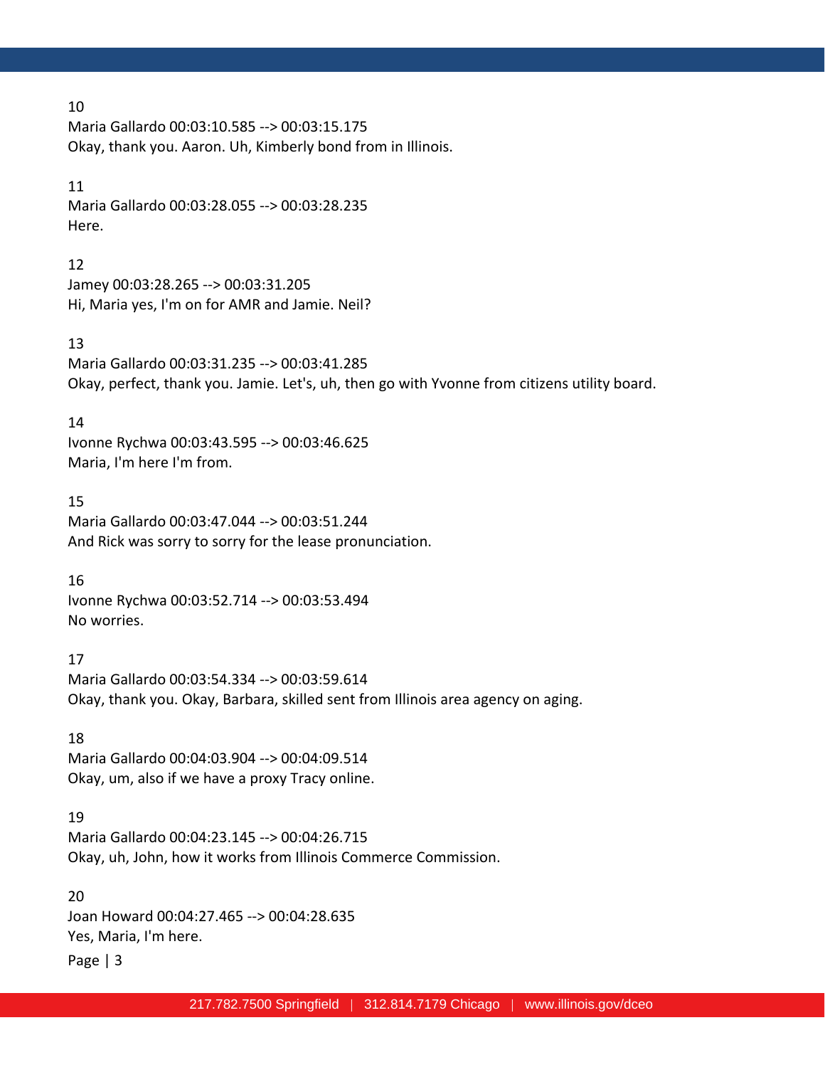10
Maria Gallardo 00:03:10.585 --> 00:03:15.175
Okay, thank you. Aaron. Uh, Kimberly bond from in Illinois.

11
Maria Gallardo 00:03:28.055 --> 00:03:28.235
Here.

12
Jamey 00:03:28.265 --> 00:03:31.205
Hi, Maria yes, I'm on for AMR and Jamie. Neil?

13
Maria Gallardo 00:03:31.235 --> 00:03:41.285
Okay, perfect, thank you. Jamie. Let's, uh, then go with Yvonne from citizens utility board.

14
Ivonne Rychwa 00:03:43.595 --> 00:03:46.625
Maria, I'm here I'm from.

15
Maria Gallardo 00:03:47.044 --> 00:03:51.244
And Rick was sorry to sorry for the lease pronunciation.

16
Ivonne Rychwa 00:03:52.714 --> 00:03:53.494
No worries.

17
Maria Gallardo 00:03:54.334 --> 00:03:59.614
Okay, thank you. Okay, Barbara, skilled sent from Illinois area agency on aging.

18
Maria Gallardo 00:04:03.904 --> 00:04:09.514
Okay, um, also if we have a proxy Tracy online.

19
Maria Gallardo 00:04:23.145 --> 00:04:26.715
Okay, uh, John, how it works from Illinois Commerce Commission.

20
Joan Howard 00:04:27.465 --> 00:04:28.635
Yes, Maria, I'm here.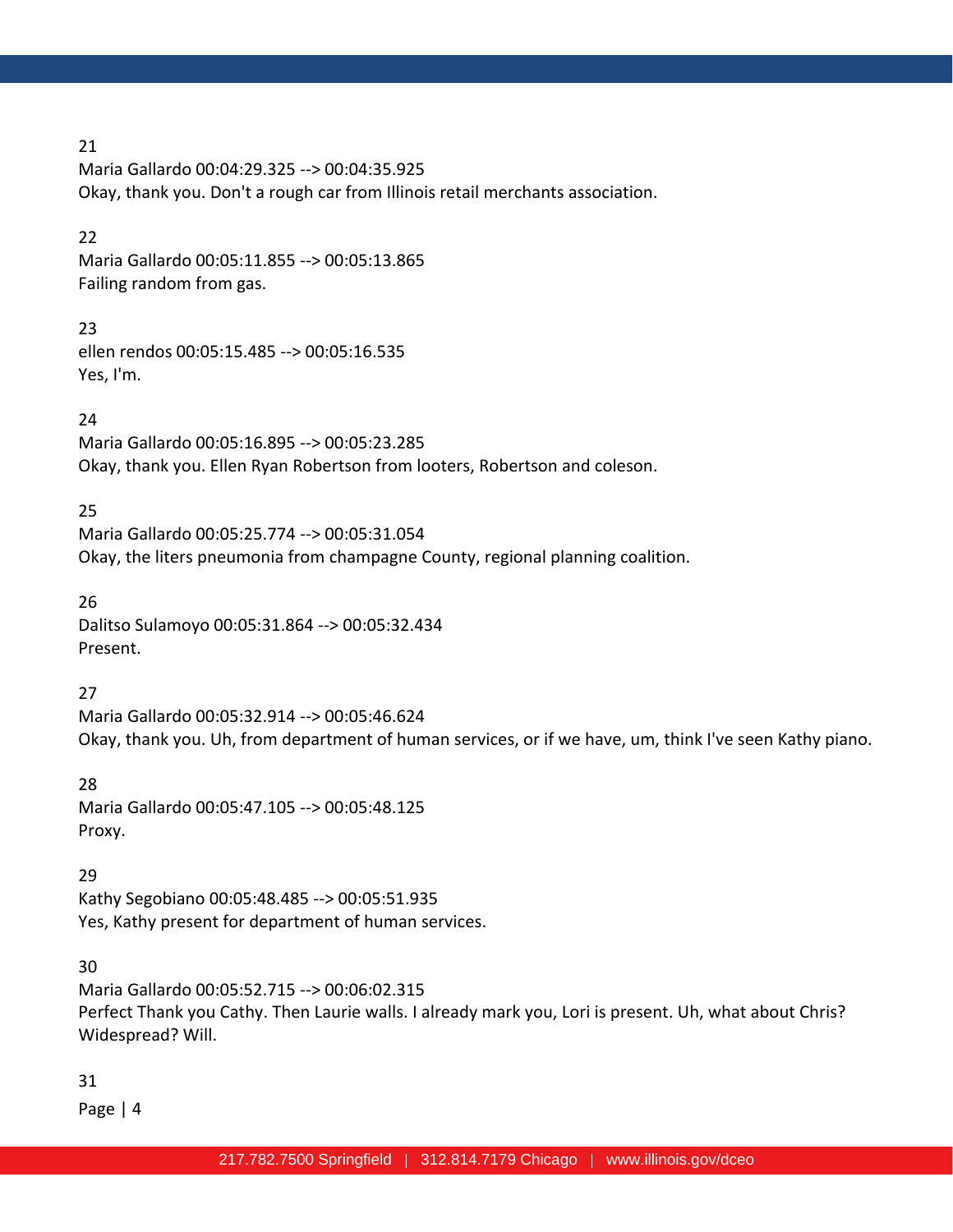21
Maria Gallardo 00:04:29.325 --> 00:04:35.925
Okay, thank you. Don't a rough car from Illinois retail merchants association.

22
Maria Gallardo 00:05:11.855 --> 00:05:13.865
Failing random from gas.

23
ellen rendos 00:05:15.485 --> 00:05:16.535
Yes, I'm.

24
Maria Gallardo 00:05:16.895 --> 00:05:23.285
Okay, thank you. Ellen Ryan Robertson from looters, Robertson and coleson.

25
Maria Gallardo 00:05:25.774 --> 00:05:31.054
Okay, the liters pneumonia from champagne County, regional planning coalition.

26
Dalitso Sulamoyo 00:05:31.864 --> 00:05:32.434
Present.

27
Maria Gallardo 00:05:32.914 --> 00:05:46.624
Okay, thank you. Uh, from department of human services, or if we have, um, think I've seen Kathy piano.

28
Maria Gallardo 00:05:47.105 --> 00:05:48.125
Proxy.

29
Kathy Segobiano 00:05:48.485 --> 00:05:51.935
Yes, Kathy present for department of human services.

30
Maria Gallardo 00:05:52.715 --> 00:06:02.315
Perfect Thank you Cathy. Then Laurie walls. I already mark you, Lori is present. Uh, what about Chris? Widespread? Will.

31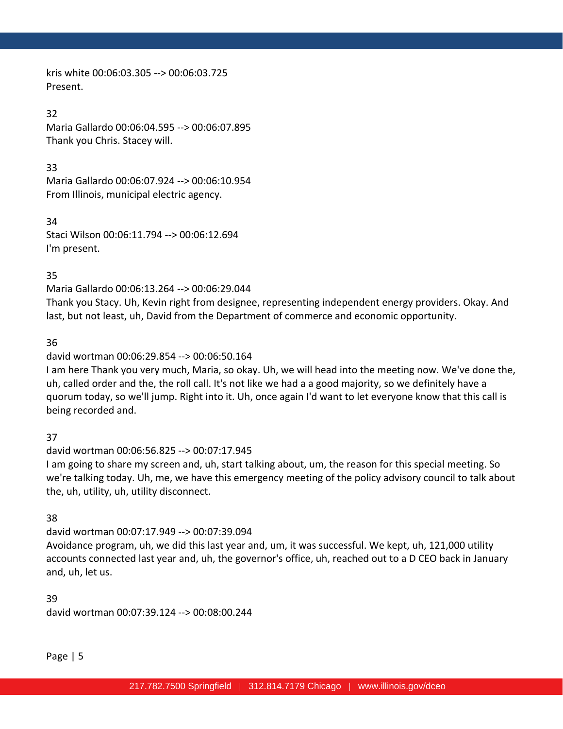kris white 00:06:03.305 --> 00:06:03.725
Present.

32
Maria Gallardo 00:06:04.595 --> 00:06:07.895
Thank you Chris. Stacey will.

33
Maria Gallardo 00:06:07.924 --> 00:06:10.954
From Illinois, municipal electric agency.

34
Staci Wilson 00:06:11.794 --> 00:06:12.694
I'm present.

35
Maria Gallardo 00:06:13.264 --> 00:06:29.044
Thank you Stacy. Uh, Kevin right from designee, representing independent energy providers. Okay. And last, but not least, uh, David from the Department of commerce and economic opportunity.

36
david wortman 00:06:29.854 --> 00:06:50.164
I am here Thank you very much, Maria, so okay. Uh, we will head into the meeting now. We've done the, uh, called order and the, the roll call. It's not like we had a a good majority, so we definitely have a quorum today, so we'll jump. Right into it. Uh, once again I'd want to let everyone know that this call is being recorded and.

37
david wortman 00:06:56.825 --> 00:07:17.945
I am going to share my screen and, uh, start talking about, um, the reason for this special meeting. So we're talking today. Uh, me, we have this emergency meeting of the policy advisory council to talk about the, uh, utility, uh, utility disconnect.

38
david wortman 00:07:17.949 --> 00:07:39.094
Avoidance program, uh, we did this last year and, um, it was successful. We kept, uh, 121,000 utility accounts connected last year and, uh, the governor's office, uh, reached out to a D CEO back in January and, uh, let us.

39
david wortman 00:07:39.124 --> 00:08:00.244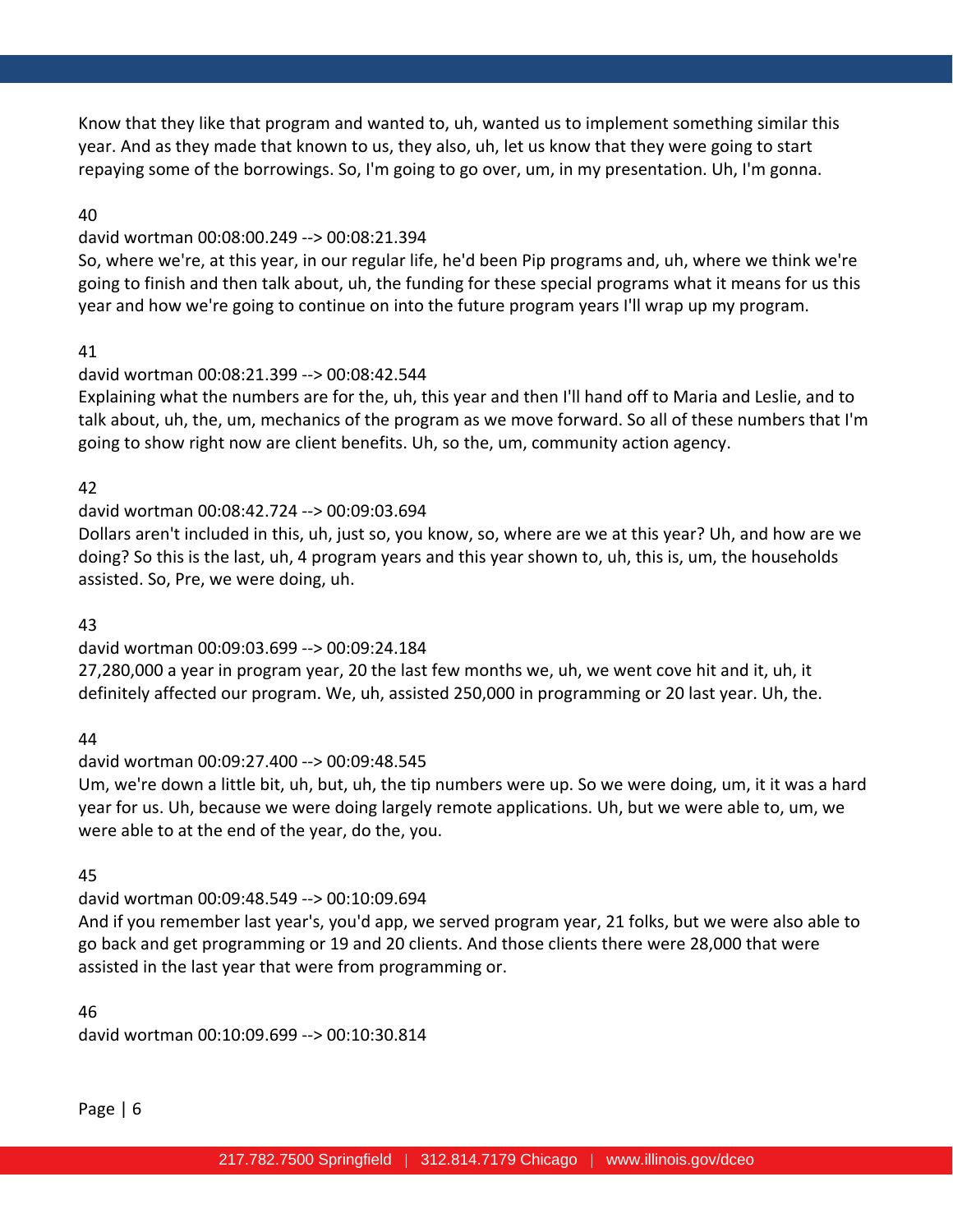Know that they like that program and wanted to, uh, wanted us to implement something similar this year. And as they made that known to us, they also, uh, let us know that they were going to start repaying some of the borrowings. So, I'm going to go over, um, in my presentation. Uh, I'm gonna.

40

david wortman 00:08:00.249 --> 00:08:21.394

So, where we're, at this year, in our regular life, he'd been Pip programs and, uh, where we think we're going to finish and then talk about, uh, the funding for these special programs what it means for us this year and how we're going to continue on into the future program years I'll wrap up my program.

41

david wortman 00:08:21.399 --> 00:08:42.544

Explaining what the numbers are for the, uh, this year and then I'll hand off to Maria and Leslie, and to talk about, uh, the, um, mechanics of the program as we move forward. So all of these numbers that I'm going to show right now are client benefits. Uh, so the, um, community action agency.

42

david wortman 00:08:42.724 --> 00:09:03.694

Dollars aren't included in this, uh, just so, you know, so, where are we at this year? Uh, and how are we doing? So this is the last, uh, 4 program years and this year shown to, uh, this is, um, the households assisted. So, Pre, we were doing, uh.

43

david wortman 00:09:03.699 --> 00:09:24.184

27,280,000 a year in program year, 20 the last few months we, uh, we went cove hit and it, uh, it definitely affected our program. We, uh, assisted 250,000 in programming or 20 last year. Uh, the.

44

david wortman 00:09:27.400 --> 00:09:48.545

Um, we're down a little bit, uh, but, uh, the tip numbers were up. So we were doing, um, it it was a hard year for us. Uh, because we were doing largely remote applications. Uh, but we were able to, um, we were able to at the end of the year, do the, you.

45

david wortman 00:09:48.549 --> 00:10:09.694

And if you remember last year's, you'd app, we served program year, 21 folks, but we were also able to go back and get programming or 19 and 20 clients. And those clients there were 28,000 that were assisted in the last year that were from programming or.

46

david wortman 00:10:09.699 --> 00:10:30.814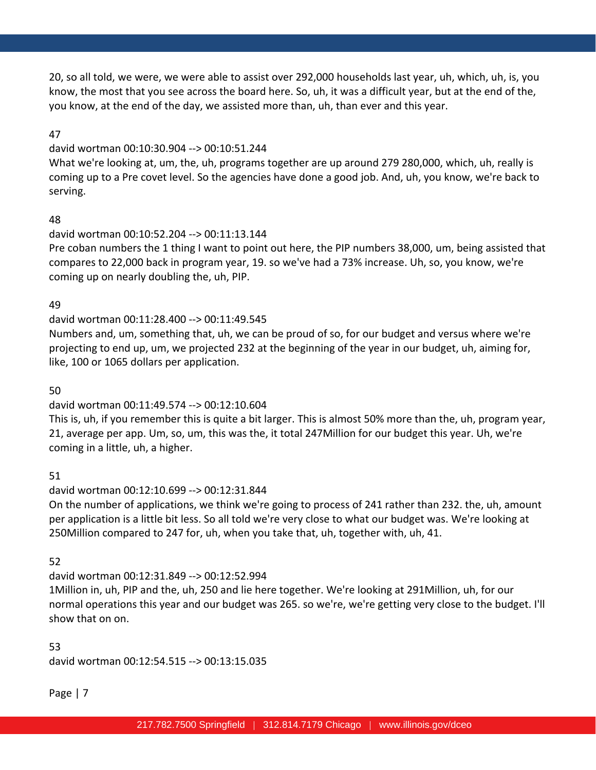20, so all told, we were, we were able to assist over 292,000 households last year, uh, which, uh, is, you know, the most that you see across the board here. So, uh, it was a difficult year, but at the end of the, you know, at the end of the day, we assisted more than, uh, than ever and this year.

47

david wortman 00:10:30.904 --> 00:10:51.244

What we're looking at, um, the, uh, programs together are up around 279 280,000, which, uh, really is coming up to a Pre covet level. So the agencies have done a good job. And, uh, you know, we're back to serving.

48

david wortman 00:10:52.204 --> 00:11:13.144

Pre coban numbers the 1 thing I want to point out here, the PIP numbers 38,000, um, being assisted that compares to 22,000 back in program year, 19. so we've had a 73% increase. Uh, so, you know, we're coming up on nearly doubling the, uh, PIP.

49

david wortman 00:11:28.400 --> 00:11:49.545

Numbers and, um, something that, uh, we can be proud of so, for our budget and versus where we're projecting to end up, um, we projected 232 at the beginning of the year in our budget, uh, aiming for, like, 100 or 1065 dollars per application.

50

david wortman 00:11:49.574 --> 00:12:10.604

This is, uh, if you remember this is quite a bit larger. This is almost 50% more than the, uh, program year, 21, average per app. Um, so, um, this was the, it total 247Million for our budget this year. Uh, we're coming in a little, uh, a higher.

51

david wortman 00:12:10.699 --> 00:12:31.844

On the number of applications, we think we're going to process of 241 rather than 232. the, uh, amount per application is a little bit less. So all told we're very close to what our budget was. We're looking at 250Million compared to 247 for, uh, when you take that, uh, together with, uh, 41.

52

david wortman 00:12:31.849 --> 00:12:52.994

1Million in, uh, PIP and the, uh, 250 and lie here together. We're looking at 291Million, uh, for our normal operations this year and our budget was 265. so we're, we're getting very close to the budget. I'll show that on on.

53

david wortman 00:12:54.515 --> 00:13:15.035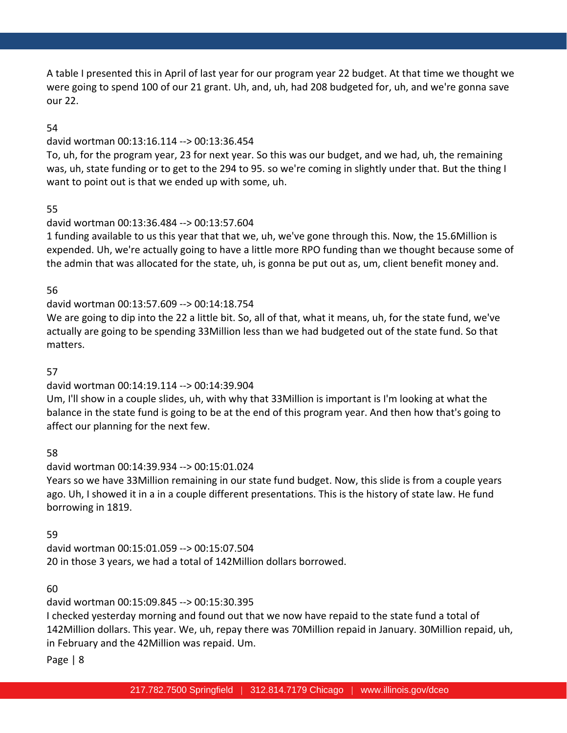A table I presented this in April of last year for our program year 22 budget. At that time we thought we were going to spend 100 of our 21 grant. Uh, and, uh, had 208 budgeted for, uh, and we're gonna save our 22.

54

david wortman 00:13:16.114 --> 00:13:36.454

To, uh, for the program year, 23 for next year. So this was our budget, and we had, uh, the remaining was, uh, state funding or to get to the 294 to 95. so we're coming in slightly under that. But the thing I want to point out is that we ended up with some, uh.

55

david wortman 00:13:36.484 --> 00:13:57.604

1 funding available to us this year that that we, uh, we've gone through this. Now, the 15.6Million is expended. Uh, we're actually going to have a little more RPO funding than we thought because some of the admin that was allocated for the state, uh, is gonna be put out as, um, client benefit money and.

56

david wortman 00:13:57.609 --> 00:14:18.754

We are going to dip into the 22 a little bit. So, all of that, what it means, uh, for the state fund, we've actually are going to be spending 33Million less than we had budgeted out of the state fund. So that matters.

57

david wortman 00:14:19.114 --> 00:14:39.904

Um, I'll show in a couple slides, uh, with why that 33Million is important is I'm looking at what the balance in the state fund is going to be at the end of this program year. And then how that's going to affect our planning for the next few.

58

david wortman 00:14:39.934 --> 00:15:01.024

Years so we have 33Million remaining in our state fund budget. Now, this slide is from a couple years ago. Uh, I showed it in a in a couple different presentations. This is the history of state law. He fund borrowing in 1819.

59

david wortman 00:15:01.059 --> 00:15:07.504

20 in those 3 years, we had a total of 142Million dollars borrowed.

60

david wortman 00:15:09.845 --> 00:15:30.395

I checked yesterday morning and found out that we now have repaid to the state fund a total of 142Million dollars. This year. We, uh, repay there was 70Million repaid in January. 30Million repaid, uh, in February and the 42Million was repaid. Um.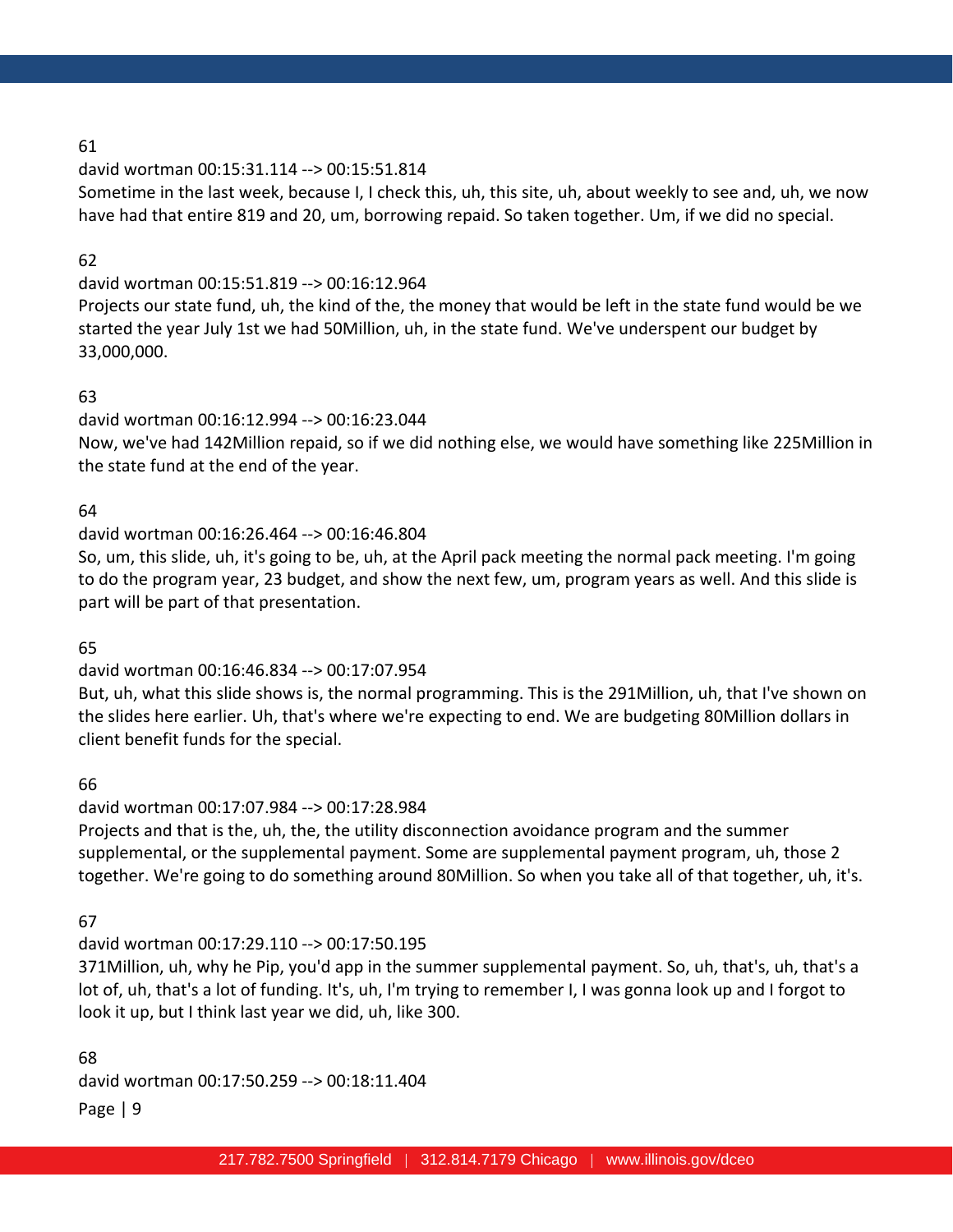61

david wortman 00:15:31.114 --> 00:15:51.814

Sometime in the last week, because I, I check this, uh, this site, uh, about weekly to see and, uh, we now have had that entire 819 and 20, um, borrowing repaid. So taken together. Um, if we did no special.

62

david wortman 00:15:51.819 --> 00:16:12.964

Projects our state fund, uh, the kind of the, the money that would be left in the state fund would be we started the year July 1st we had 50Million, uh, in the state fund. We've underspent our budget by 33,000,000.

63

david wortman 00:16:12.994 --> 00:16:23.044

Now, we've had 142Million repaid, so if we did nothing else, we would have something like 225Million in the state fund at the end of the year.

64

david wortman 00:16:26.464 --> 00:16:46.804

So, um, this slide, uh, it's going to be, uh, at the April pack meeting the normal pack meeting. I'm going to do the program year, 23 budget, and show the next few, um, program years as well. And this slide is part will be part of that presentation.

65

david wortman 00:16:46.834 --> 00:17:07.954

But, uh, what this slide shows is, the normal programming. This is the 291Million, uh, that I've shown on the slides here earlier. Uh, that's where we're expecting to end. We are budgeting 80Million dollars in client benefit funds for the special.

66

david wortman 00:17:07.984 --> 00:17:28.984

Projects and that is the, uh, the, the utility disconnection avoidance program and the summer supplemental, or the supplemental payment. Some are supplemental payment program, uh, those 2 together. We're going to do something around 80Million. So when you take all of that together, uh, it's.

67

david wortman 00:17:29.110 --> 00:17:50.195

371Million, uh, why he Pip, you'd app in the summer supplemental payment. So, uh, that's, uh, that's a lot of, uh, that's a lot of funding. It's, uh, I'm trying to remember I, I was gonna look up and I forgot to look it up, but I think last year we did, uh, like 300.

68

david wortman 00:17:50.259 --> 00:18:11.404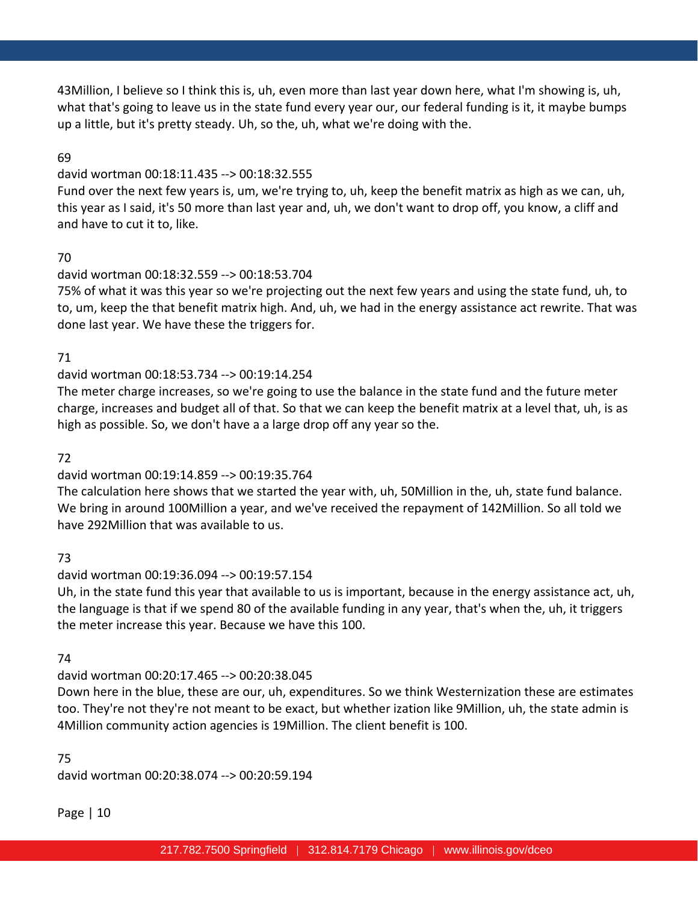43Million, I believe so I think this is, uh, even more than last year down here, what I'm showing is, uh, what that's going to leave us in the state fund every year our, our federal funding is it, it maybe bumps up a little, but it's pretty steady. Uh, so the, uh, what we're doing with the.

69

david wortman 00:18:11.435 --> 00:18:32.555

Fund over the next few years is, um, we're trying to, uh, keep the benefit matrix as high as we can, uh, this year as I said, it's 50 more than last year and, uh, we don't want to drop off, you know, a cliff and and have to cut it to, like.

70

david wortman 00:18:32.559 --> 00:18:53.704

75% of what it was this year so we're projecting out the next few years and using the state fund, uh, to to, um, keep the that benefit matrix high. And, uh, we had in the energy assistance act rewrite. That was done last year. We have these the triggers for.

71

david wortman 00:18:53.734 --> 00:19:14.254

The meter charge increases, so we're going to use the balance in the state fund and the future meter charge, increases and budget all of that. So that we can keep the benefit matrix at a level that, uh, is as high as possible. So, we don't have a a large drop off any year so the.

72

david wortman 00:19:14.859 --> 00:19:35.764

The calculation here shows that we started the year with, uh, 50Million in the, uh, state fund balance. We bring in around 100Million a year, and we've received the repayment of 142Million. So all told we have 292Million that was available to us.

73

david wortman 00:19:36.094 --> 00:19:57.154

Uh, in the state fund this year that available to us is important, because in the energy assistance act, uh, the language is that if we spend 80 of the available funding in any year, that's when the, uh, it triggers the meter increase this year. Because we have this 100.

74

david wortman 00:20:17.465 --> 00:20:38.045

Down here in the blue, these are our, uh, expenditures. So we think Westernization these are estimates too. They're not they're not meant to be exact, but whether ization like 9Million, uh, the state admin is 4Million community action agencies is 19Million. The client benefit is 100.

75

david wortman 00:20:38.074 --> 00:20:59.194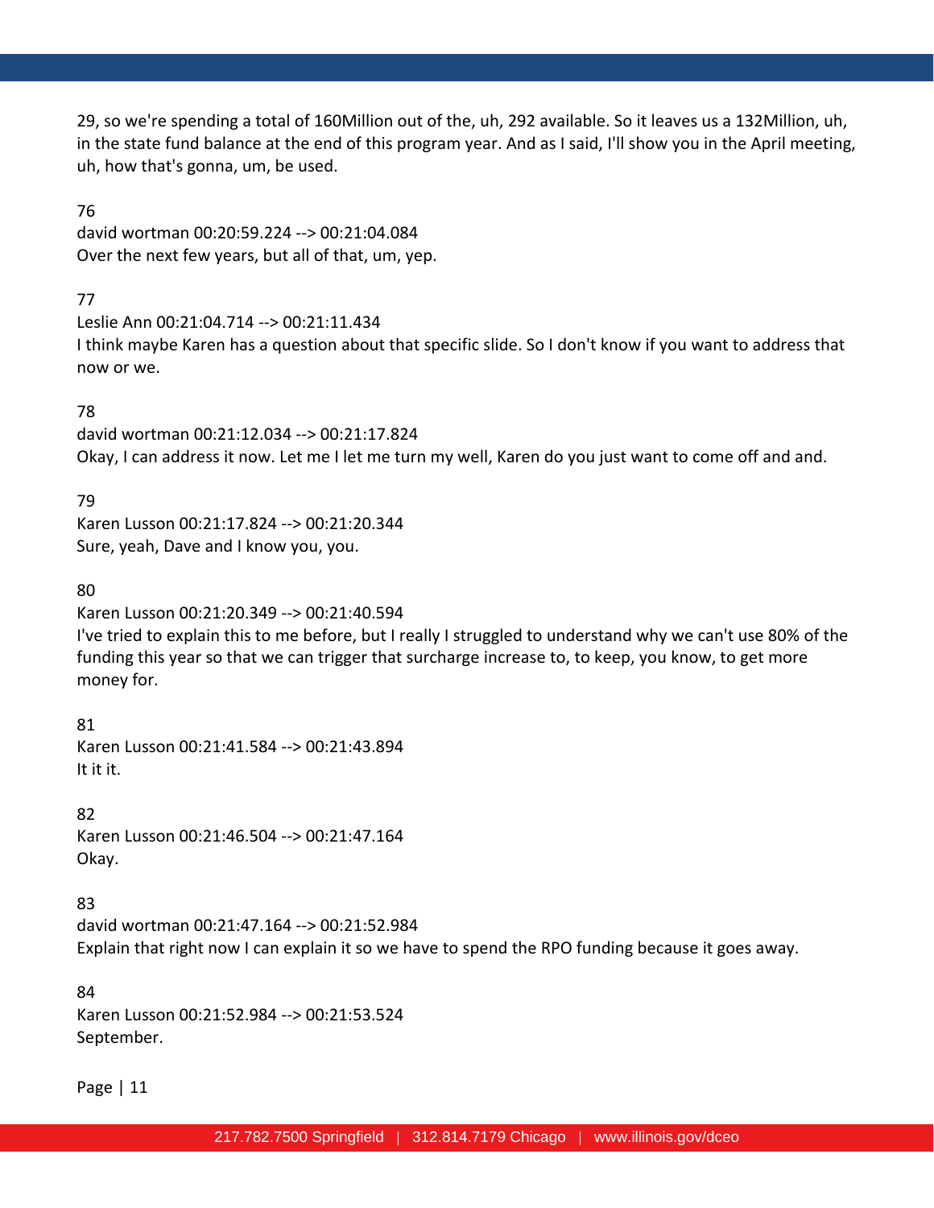29, so we're spending a total of 160Million out of the, uh, 292 available. So it leaves us a 132Million, uh, in the state fund balance at the end of this program year. And as I said, I'll show you in the April meeting, uh, how that's gonna, um, be used.

76
david wortman 00:20:59.224 --> 00:21:04.084
Over the next few years, but all of that, um, yep.

77
Leslie Ann 00:21:04.714 --> 00:21:11.434
I think maybe Karen has a question about that specific slide. So I don't know if you want to address that now or we.

78
david wortman 00:21:12.034 --> 00:21:17.824
Okay, I can address it now. Let me I let me turn my well, Karen do you just want to come off and and.

79
Karen Lusson 00:21:17.824 --> 00:21:20.344
Sure, yeah, Dave and I know you, you.

80
Karen Lusson 00:21:20.349 --> 00:21:40.594
I've tried to explain this to me before, but I really I struggled to understand why we can't use 80% of the funding this year so that we can trigger that surcharge increase to, to keep, you know, to get more money for.

81
Karen Lusson 00:21:41.584 --> 00:21:43.894
It it it.

82
Karen Lusson 00:21:46.504 --> 00:21:47.164
Okay.

83
david wortman 00:21:47.164 --> 00:21:52.984
Explain that right now I can explain it so we have to spend the RPO funding because it goes away.

84
Karen Lusson 00:21:52.984 --> 00:21:53.524
September.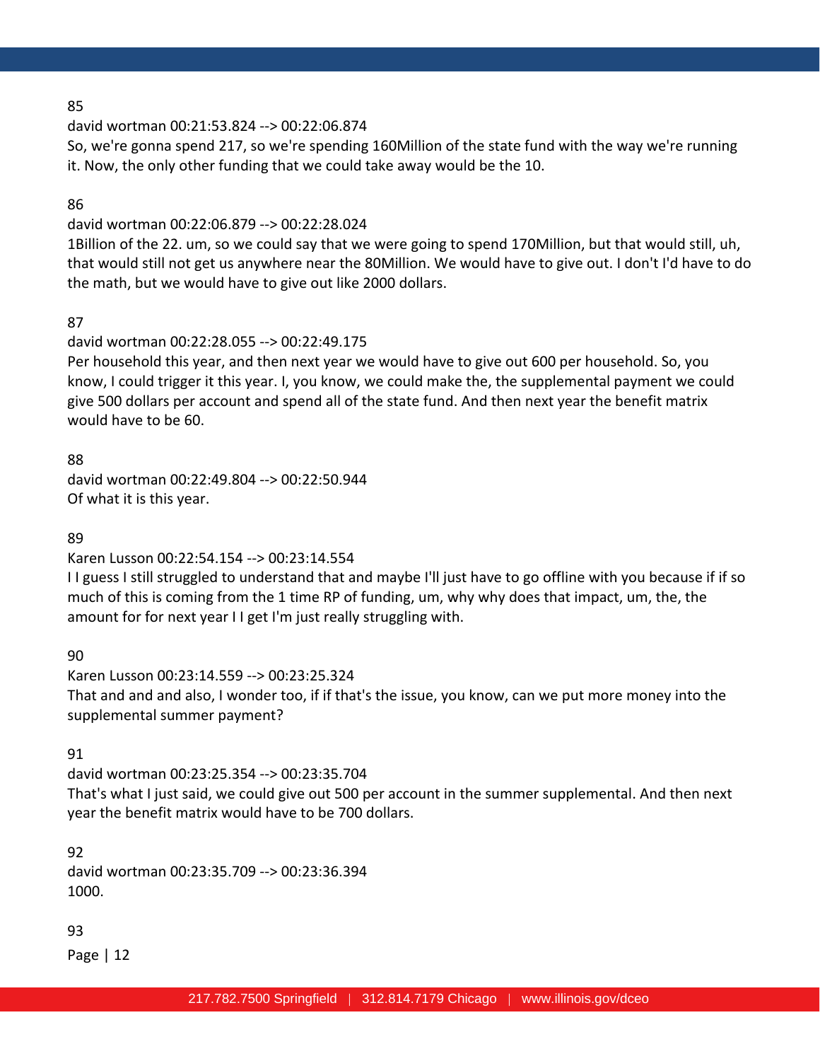85

david wortman 00:21:53.824 --> 00:22:06.874

So, we're gonna spend 217, so we're spending 160Million of the state fund with the way we're running it. Now, the only other funding that we could take away would be the 10.

86

david wortman 00:22:06.879 --> 00:22:28.024

1Billion of the 22. um, so we could say that we were going to spend 170Million, but that would still, uh, that would still not get us anywhere near the 80Million. We would have to give out. I don't I'd have to do the math, but we would have to give out like 2000 dollars.

87

david wortman 00:22:28.055 --> 00:22:49.175

Per household this year, and then next year we would have to give out 600 per household. So, you know, I could trigger it this year. I, you know, we could make the, the supplemental payment we could give 500 dollars per account and spend all of the state fund. And then next year the benefit matrix would have to be 60.

88

david wortman 00:22:49.804 --> 00:22:50.944

Of what it is this year.

89

Karen Lusson 00:22:54.154 --> 00:23:14.554

I I guess I still struggled to understand that and maybe I'll just have to go offline with you because if if so much of this is coming from the 1 time RP of funding, um, why why does that impact, um, the, the amount for for next year I I get I'm just really struggling with.

90

Karen Lusson 00:23:14.559 --> 00:23:25.324

That and and and also, I wonder too, if if that's the issue, you know, can we put more money into the supplemental summer payment?

91

david wortman 00:23:25.354 --> 00:23:35.704

That's what I just said, we could give out 500 per account in the summer supplemental. And then next year the benefit matrix would have to be 700 dollars.

92

david wortman 00:23:35.709 --> 00:23:36.394

1000.

93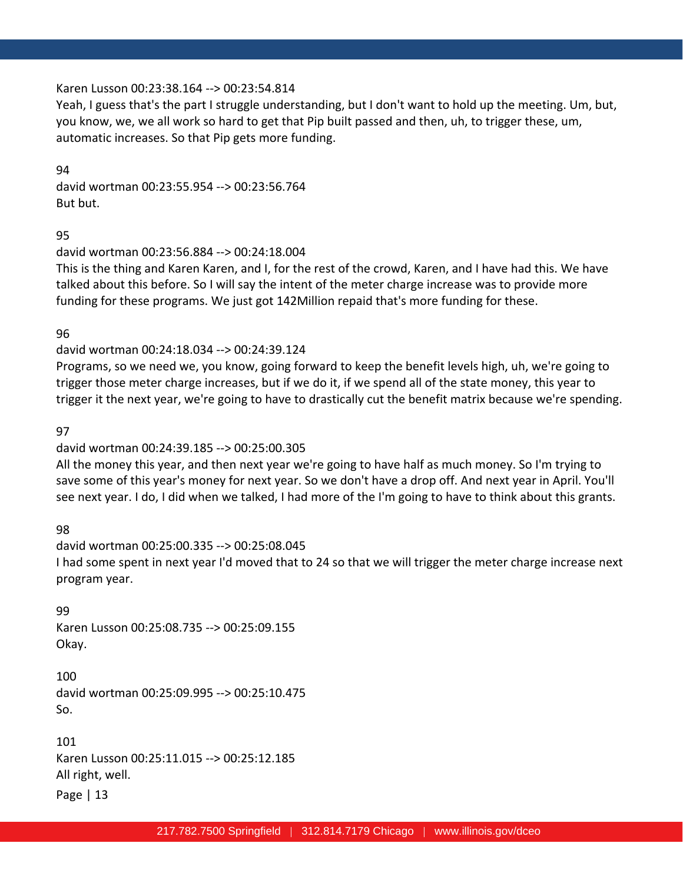Karen Lusson 00:23:38.164 --> 00:23:54.814
Yeah, I guess that's the part I struggle understanding, but I don't want to hold up the meeting. Um, but, you know, we, we all work so hard to get that Pip built passed and then, uh, to trigger these, um, automatic increases. So that Pip gets more funding.

94
david wortman 00:23:55.954 --> 00:23:56.764
But but.

95
david wortman 00:23:56.884 --> 00:24:18.004
This is the thing and Karen Karen, and I, for the rest of the crowd, Karen, and I have had this. We have talked about this before. So I will say the intent of the meter charge increase was to provide more funding for these programs. We just got 142Million repaid that's more funding for these.

96
david wortman 00:24:18.034 --> 00:24:39.124
Programs, so we need we, you know, going forward to keep the benefit levels high, uh, we're going to trigger those meter charge increases, but if we do it, if we spend all of the state money, this year to trigger it the next year, we're going to have to drastically cut the benefit matrix because we're spending.

97
david wortman 00:24:39.185 --> 00:25:00.305
All the money this year, and then next year we're going to have half as much money. So I'm trying to save some of this year's money for next year. So we don't have a drop off. And next year in April. You'll see next year. I do, I did when we talked, I had more of the I'm going to have to think about this grants.

98
david wortman 00:25:00.335 --> 00:25:08.045
I had some spent in next year I'd moved that to 24 so that we will trigger the meter charge increase next program year.

99
Karen Lusson 00:25:08.735 --> 00:25:09.155
Okay.

100
david wortman 00:25:09.995 --> 00:25:10.475
So.

101
Karen Lusson 00:25:11.015 --> 00:25:12.185
All right, well.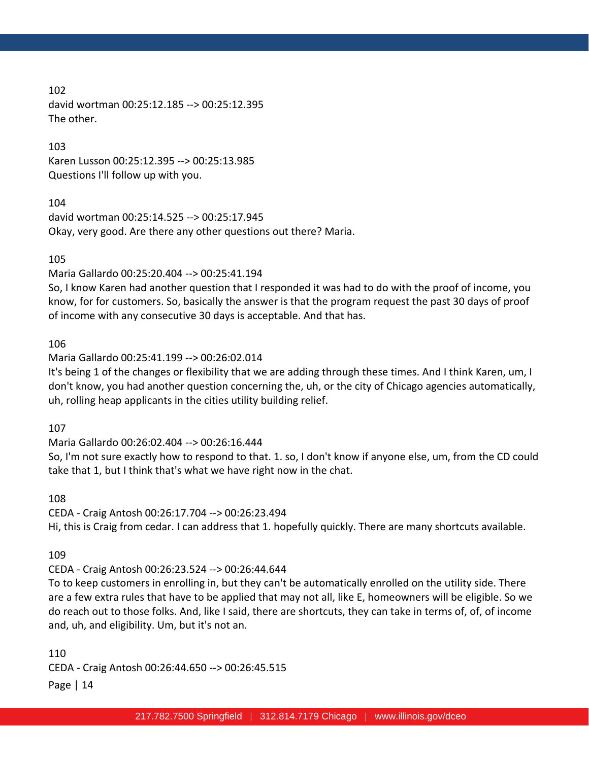102
david wortman 00:25:12.185 --> 00:25:12.395
The other.

103
Karen Lusson 00:25:12.395 --> 00:25:13.985
Questions I'll follow up with you.

104
david wortman 00:25:14.525 --> 00:25:17.945
Okay, very good. Are there any other questions out there? Maria.

105
Maria Gallardo 00:25:20.404 --> 00:25:41.194
So, I know Karen had another question that I responded it was had to do with the proof of income, you know, for for customers. So, basically the answer is that the program request the past 30 days of proof of income with any consecutive 30 days is acceptable. And that has.

106
Maria Gallardo 00:25:41.199 --> 00:26:02.014
It's being 1 of the changes or flexibility that we are adding through these times. And I think Karen, um, I don't know, you had another question concerning the, uh, or the city of Chicago agencies automatically, uh, rolling heap applicants in the cities utility building relief.

107
Maria Gallardo 00:26:02.404 --> 00:26:16.444
So, I'm not sure exactly how to respond to that. 1. so, I don't know if anyone else, um, from the CD could take that 1, but I think that's what we have right now in the chat.

108
CEDA - Craig Antosh 00:26:17.704 --> 00:26:23.494
Hi, this is Craig from cedar. I can address that 1. hopefully quickly. There are many shortcuts available.

109
CEDA - Craig Antosh 00:26:23.524 --> 00:26:44.644
To to keep customers in enrolling in, but they can't be automatically enrolled on the utility side. There are a few extra rules that have to be applied that may not all, like E, homeowners will be eligible. So we do reach out to those folks. And, like I said, there are shortcuts, they can take in terms of, of, of income and, uh, and eligibility. Um, but it's not an.

110
CEDA - Craig Antosh 00:26:44.650 --> 00:26:45.515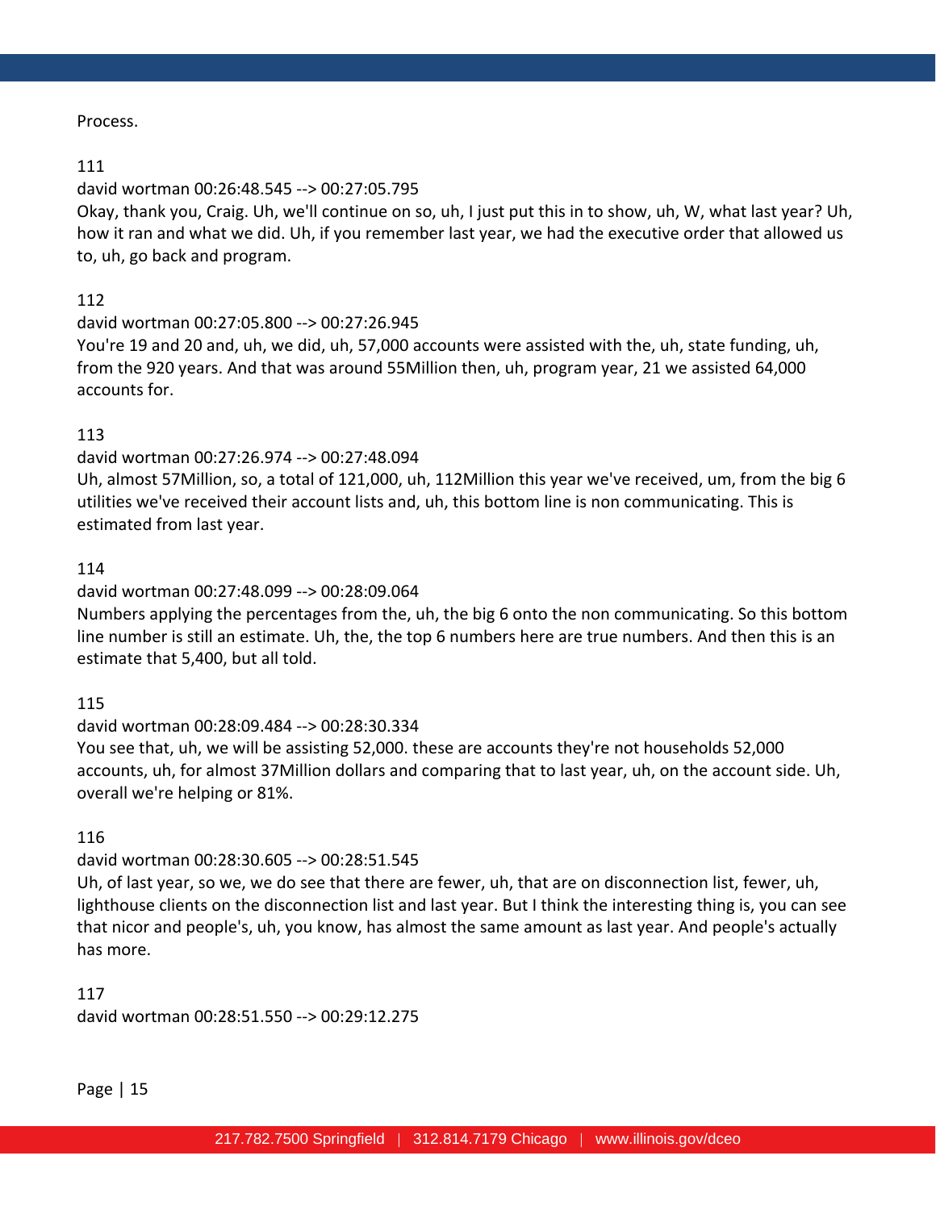Process.

111

david wortman 00:26:48.545 --> 00:27:05.795

Okay, thank you, Craig. Uh, we'll continue on so, uh, I just put this in to show, uh, W, what last year? Uh, how it ran and what we did. Uh, if you remember last year, we had the executive order that allowed us to, uh, go back and program.

112

david wortman 00:27:05.800 --> 00:27:26.945

You're 19 and 20 and, uh, we did, uh, 57,000 accounts were assisted with the, uh, state funding, uh, from the 920 years. And that was around 55Million then, uh, program year, 21 we assisted 64,000 accounts for.

113

david wortman 00:27:26.974 --> 00:27:48.094

Uh, almost 57Million, so, a total of 121,000, uh, 112Million this year we've received, um, from the big 6 utilities we've received their account lists and, uh, this bottom line is non communicating. This is estimated from last year.

114

david wortman 00:27:48.099 --> 00:28:09.064

Numbers applying the percentages from the, uh, the big 6 onto the non communicating. So this bottom line number is still an estimate. Uh, the, the top 6 numbers here are true numbers. And then this is an estimate that 5,400, but all told.

115

david wortman 00:28:09.484 --> 00:28:30.334

You see that, uh, we will be assisting 52,000. these are accounts they're not households 52,000 accounts, uh, for almost 37Million dollars and comparing that to last year, uh, on the account side. Uh, overall we're helping or 81%.

116

david wortman 00:28:30.605 --> 00:28:51.545

Uh, of last year, so we, we do see that there are fewer, uh, that are on disconnection list, fewer, uh, lighthouse clients on the disconnection list and last year. But I think the interesting thing is, you can see that nicor and people's, uh, you know, has almost the same amount as last year. And people's actually has more.

117

david wortman 00:28:51.550 --> 00:29:12.275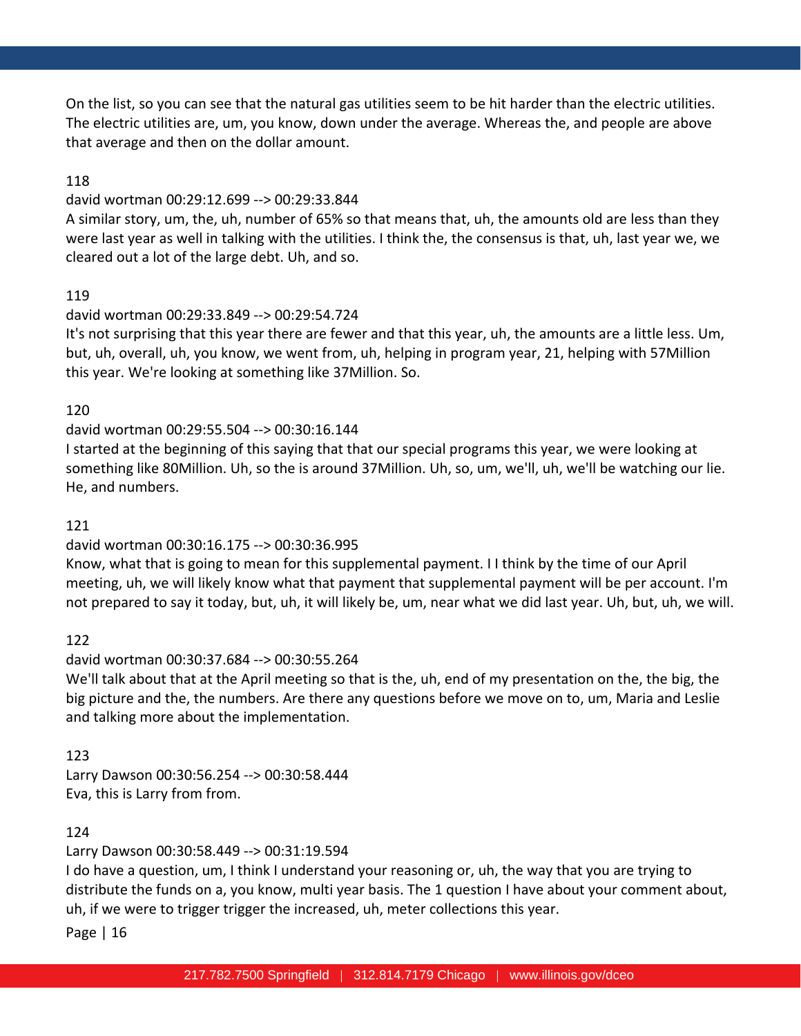On the list, so you can see that the natural gas utilities seem to be hit harder than the electric utilities. The electric utilities are, um, you know, down under the average. Whereas the, and people are above that average and then on the dollar amount.

118

david wortman 00:29:12.699 --> 00:29:33.844

A similar story, um, the, uh, number of 65% so that means that, uh, the amounts old are less than they were last year as well in talking with the utilities. I think the, the consensus is that, uh, last year we, we cleared out a lot of the large debt. Uh, and so.

119

david wortman 00:29:33.849 --> 00:29:54.724

It's not surprising that this year there are fewer and that this year, uh, the amounts are a little less. Um, but, uh, overall, uh, you know, we went from, uh, helping in program year, 21, helping with 57Million this year. We're looking at something like 37Million. So.

120

david wortman 00:29:55.504 --> 00:30:16.144

I started at the beginning of this saying that our special programs this year, we were looking at something like 80Million. Uh, so the is around 37Million. Uh, so, um, we'll, uh, we'll be watching our lie. He, and numbers.

121

david wortman 00:30:16.175 --> 00:30:36.995

Know, what that is going to mean for this supplemental payment. I I think by the time of our April meeting, uh, we will likely know what that payment that supplemental payment will be per account. I'm not prepared to say it today, but, uh, it will likely be, um, near what we did last year. Uh, but, uh, we will.

122

david wortman 00:30:37.684 --> 00:30:55.264

We'll talk about that at the April meeting so that is the, uh, end of my presentation on the, the big, the big picture and the, the numbers. Are there any questions before we move on to, um, Maria and Leslie and talking more about the implementation.

123

Larry Dawson 00:30:56.254 --> 00:30:58.444

Eva, this is Larry from from.

124

Larry Dawson 00:30:58.449 --> 00:31:19.594

I do have a question, um, I think I understand your reasoning or, uh, the way that you are trying to distribute the funds on a, you know, multi year basis. The 1 question I have about your comment about, uh, if we were to trigger trigger the increased, uh, meter collections this year.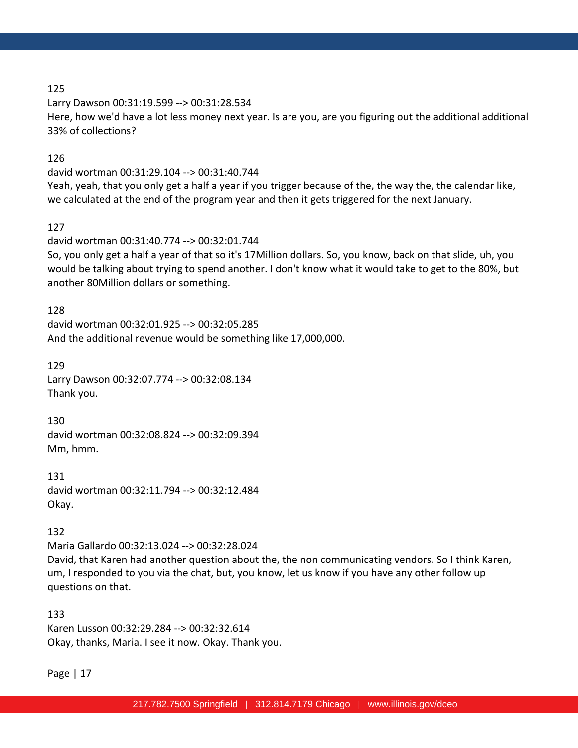125

Larry Dawson 00:31:19.599 --> 00:31:28.534

Here, how we'd have a lot less money next year. Is are you, are you figuring out the additional additional 33% of collections?

126

david wortman 00:31:29.104 --> 00:31:40.744

Yeah, yeah, that you only get a half a year if you trigger because of the, the way the, the calendar like, we calculated at the end of the program year and then it gets triggered for the next January.

127

david wortman 00:31:40.774 --> 00:32:01.744

So, you only get a half a year of that so it's 17Million dollars. So, you know, back on that slide, uh, you would be talking about trying to spend another. I don't know what it would take to get to the 80%, but another 80Million dollars or something.

128

david wortman 00:32:01.925 --> 00:32:05.285

And the additional revenue would be something like 17,000,000.

129

Larry Dawson 00:32:07.774 --> 00:32:08.134

Thank you.

130

david wortman 00:32:08.824 --> 00:32:09.394

Mm, hmm.

131

david wortman 00:32:11.794 --> 00:32:12.484

Okay.

132

Maria Gallardo 00:32:13.024 --> 00:32:28.024

David, that Karen had another question about the, the non communicating vendors. So I think Karen, um, I responded to you via the chat, but, you know, let us know if you have any other follow up questions on that.

133

Karen Lusson 00:32:29.284 --> 00:32:32.614

Okay, thanks, Maria. I see it now. Okay. Thank you.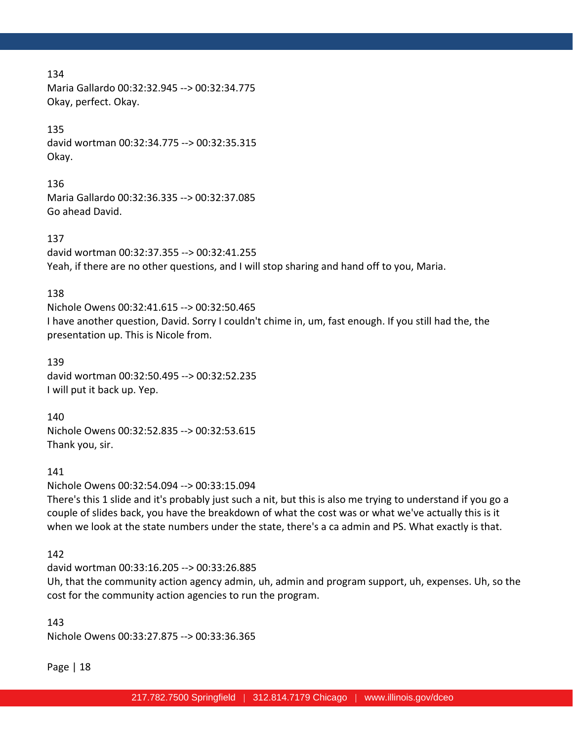134
Maria Gallardo 00:32:32.945 --> 00:32:34.775
Okay, perfect. Okay.

135
david wortman 00:32:34.775 --> 00:32:35.315
Okay.

136
Maria Gallardo 00:32:36.335 --> 00:32:37.085
Go ahead David.

137
david wortman 00:32:37.355 --> 00:32:41.255
Yeah, if there are no other questions, and I will stop sharing and hand off to you, Maria.

138
Nichole Owens 00:32:41.615 --> 00:32:50.465
I have another question, David. Sorry I couldn't chime in, um, fast enough. If you still had the, the presentation up. This is Nicole from.

139
david wortman 00:32:50.495 --> 00:32:52.235
I will put it back up. Yep.

140
Nichole Owens 00:32:52.835 --> 00:32:53.615
Thank you, sir.

141
Nichole Owens 00:32:54.094 --> 00:33:15.094
There's this 1 slide and it's probably just such a nit, but this is also me trying to understand if you go a couple of slides back, you have the breakdown of what the cost was or what we've actually this is it when we look at the state numbers under the state, there's a ca admin and PS. What exactly is that.

142
david wortman 00:33:16.205 --> 00:33:26.885
Uh, that the community action agency admin, uh, admin and program support, uh, expenses. Uh, so the cost for the community action agencies to run the program.

143
Nichole Owens 00:33:27.875 --> 00:33:36.365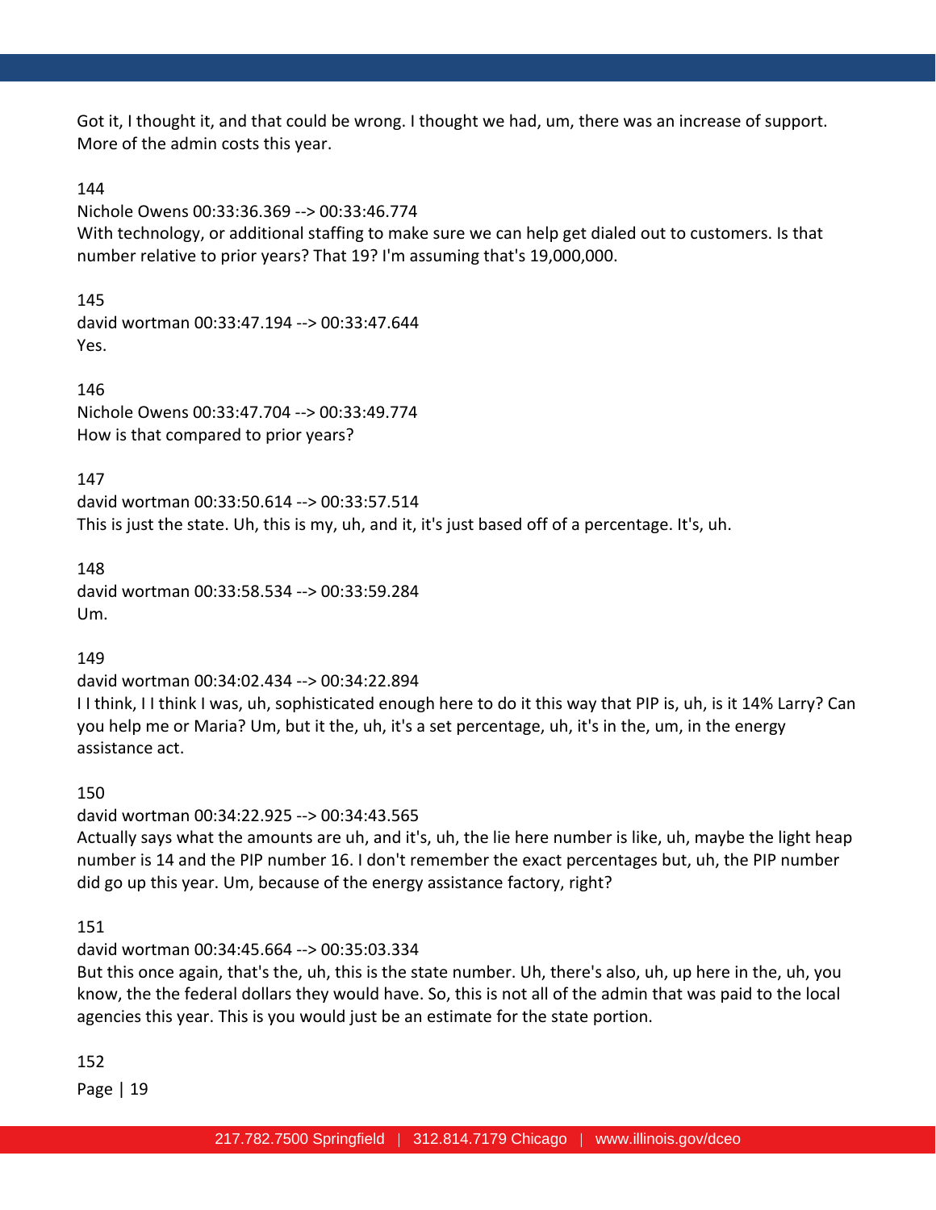Got it, I thought it, and that could be wrong. I thought we had, um, there was an increase of support. More of the admin costs this year.

144
Nichole Owens 00:33:36.369 --> 00:33:46.774
With technology, or additional staffing to make sure we can help get dialed out to customers. Is that number relative to prior years? That 19? I'm assuming that's 19,000,000.

145
david wortman 00:33:47.194 --> 00:33:47.644
Yes.

146
Nichole Owens 00:33:47.704 --> 00:33:49.774
How is that compared to prior years?

147
david wortman 00:33:50.614 --> 00:33:57.514
This is just the state. Uh, this is my, uh, and it, it's just based off of a percentage. It's, uh.

148
david wortman 00:33:58.534 --> 00:33:59.284
Um.

149
david wortman 00:34:02.434 --> 00:34:22.894
I I think, I I think I was, uh, sophisticated enough here to do it this way that PIP is, uh, is it 14% Larry? Can you help me or Maria? Um, but it the, uh, it's a set percentage, uh, it's in the, um, in the energy assistance act.

150
david wortman 00:34:22.925 --> 00:34:43.565
Actually says what the amounts are uh, and it's, uh, the lie here number is like, uh, maybe the light heap number is 14 and the PIP number 16. I don't remember the exact percentages but, uh, the PIP number did go up this year. Um, because of the energy assistance factory, right?

151
david wortman 00:34:45.664 --> 00:35:03.334
But this once again, that's the, uh, this is the state number. Uh, there's also, uh, up here in the, uh, you know, the the federal dollars they would have. So, this is not all of the admin that was paid to the local agencies this year. This is you would just be an estimate for the state portion.

152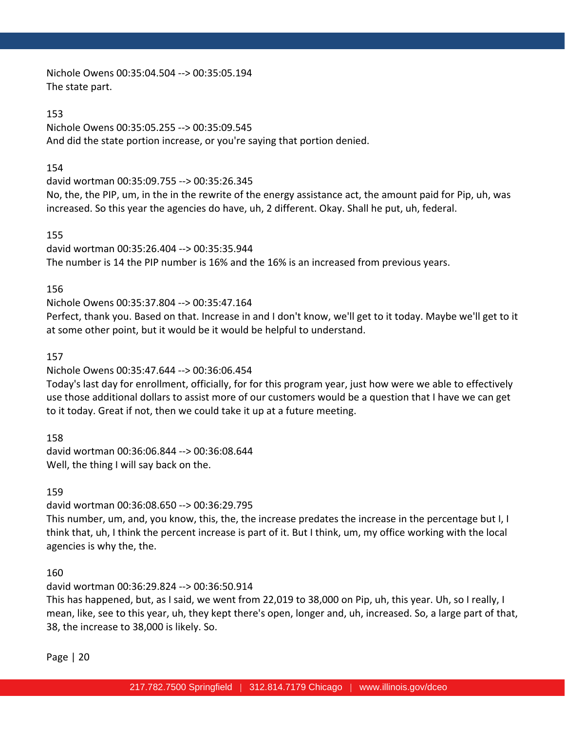Nichole Owens 00:35:04.504 --> 00:35:05.194
The state part.

153
Nichole Owens 00:35:05.255 --> 00:35:09.545
And did the state portion increase, or you're saying that portion denied.

154
david wortman 00:35:09.755 --> 00:35:26.345
No, the, the PIP, um, in the in the rewrite of the energy assistance act, the amount paid for Pip, uh, was increased. So this year the agencies do have, uh, 2 different. Okay. Shall he put, uh, federal.

155
david wortman 00:35:26.404 --> 00:35:35.944
The number is 14 the PIP number is 16% and the 16% is an increased from previous years.

156
Nichole Owens 00:35:37.804 --> 00:35:47.164
Perfect, thank you. Based on that. Increase in and I don't know, we'll get to it today. Maybe we'll get to it at some other point, but it would be it would be helpful to understand.

157
Nichole Owens 00:35:47.644 --> 00:36:06.454
Today's last day for enrollment, officially, for for this program year, just how were we able to effectively use those additional dollars to assist more of our customers would be a question that I have we can get to it today. Great if not, then we could take it up at a future meeting.

158
david wortman 00:36:06.844 --> 00:36:08.644
Well, the thing I will say back on the.

159
david wortman 00:36:08.650 --> 00:36:29.795
This number, um, and, you know, this, the, the increase predates the increase in the percentage but I, I think that, uh, I think the percent increase is part of it. But I think, um, my office working with the local agencies is why the, the.

160
david wortman 00:36:29.824 --> 00:36:50.914
This has happened, but, as I said, we went from 22,019 to 38,000 on Pip, uh, this year. Uh, so I really, I mean, like, see to this year, uh, they kept there's open, longer and, uh, increased. So, a large part of that, 38, the increase to 38,000 is likely. So.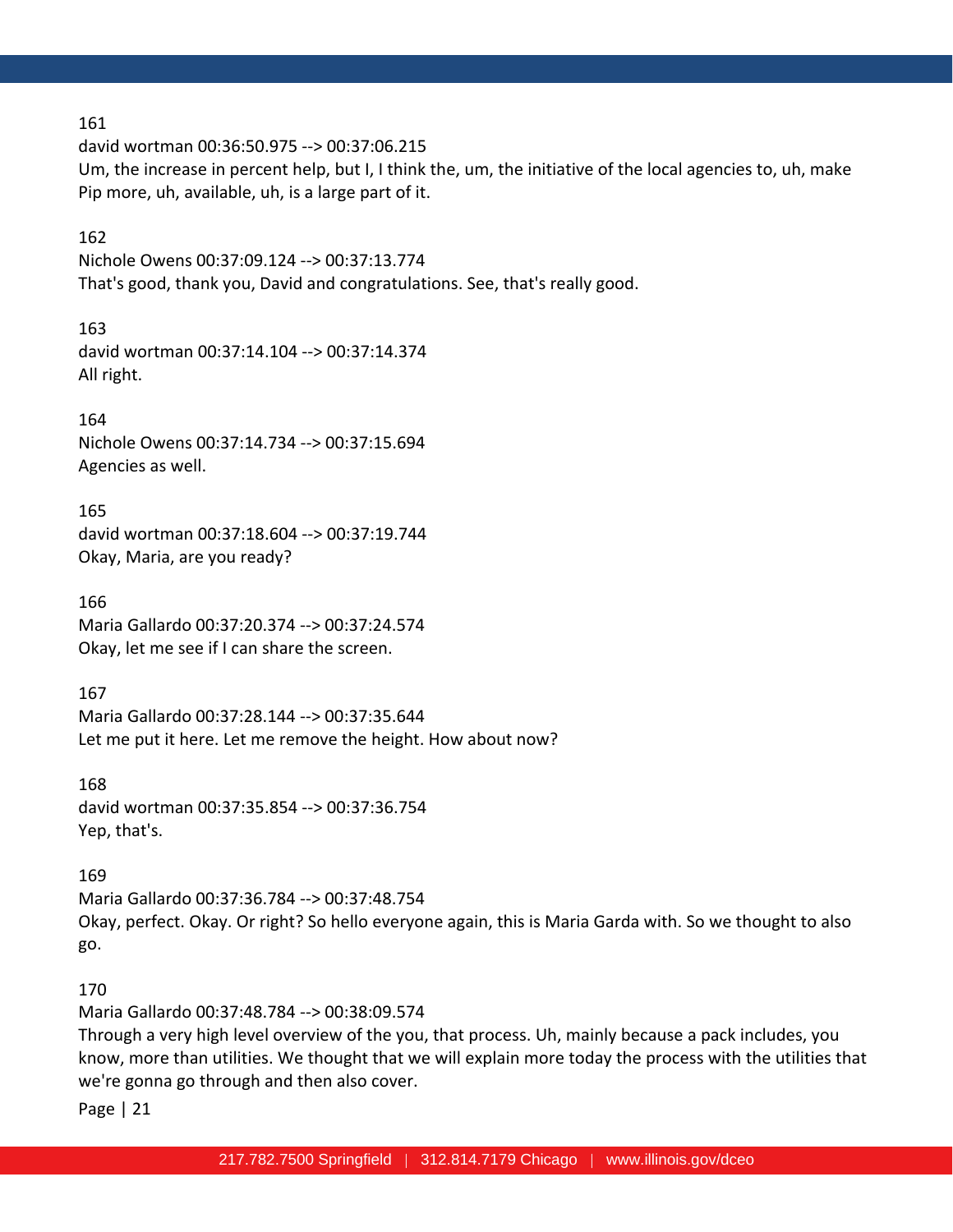161
david wortman 00:36:50.975 --> 00:37:06.215
Um, the increase in percent help, but I, I think the, um, the initiative of the local agencies to, uh, make Pip more, uh, available, uh, is a large part of it.

162
Nichole Owens 00:37:09.124 --> 00:37:13.774
That's good, thank you, David and congratulations. See, that's really good.

163
david wortman 00:37:14.104 --> 00:37:14.374
All right.

164
Nichole Owens 00:37:14.734 --> 00:37:15.694
Agencies as well.

165
david wortman 00:37:18.604 --> 00:37:19.744
Okay, Maria, are you ready?

166
Maria Gallardo 00:37:20.374 --> 00:37:24.574
Okay, let me see if I can share the screen.

167
Maria Gallardo 00:37:28.144 --> 00:37:35.644
Let me put it here. Let me remove the height. How about now?

168
david wortman 00:37:35.854 --> 00:37:36.754
Yep, that's.

169
Maria Gallardo 00:37:36.784 --> 00:37:48.754
Okay, perfect. Okay. Or right? So hello everyone again, this is Maria Garda with. So we thought to also go.

170
Maria Gallardo 00:37:48.784 --> 00:38:09.574
Through a very high level overview of the you, that process. Uh, mainly because a pack includes, you know, more than utilities. We thought that we will explain more today the process with the utilities that we're gonna go through and then also cover.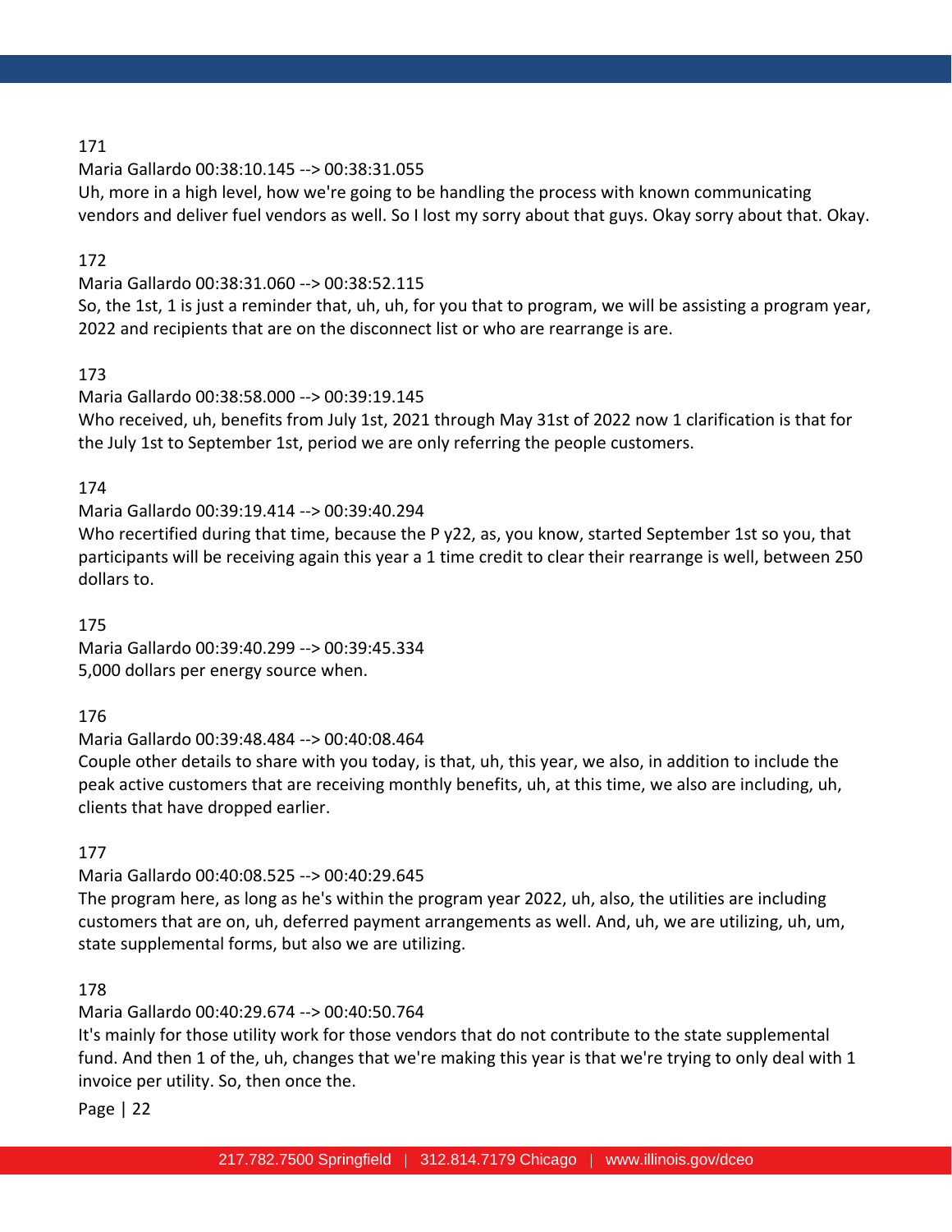171

Maria Gallardo 00:38:10.145 --> 00:38:31.055

Uh, more in a high level, how we're going to be handling the process with known communicating vendors and deliver fuel vendors as well. So I lost my sorry about that guys. Okay sorry about that. Okay.

172

Maria Gallardo 00:38:31.060 --> 00:38:52.115

So, the 1st, 1 is just a reminder that, uh, uh, for you that to program, we will be assisting a program year, 2022 and recipients that are on the disconnect list or who are rearrange is are.

173

Maria Gallardo 00:38:58.000 --> 00:39:19.145

Who received, uh, benefits from July 1st, 2021 through May 31st of 2022 now 1 clarification is that for the July 1st to September 1st, period we are only referring the people customers.

174

Maria Gallardo 00:39:19.414 --> 00:39:40.294

Who recertified during that time, because the P y22, as, you know, started September 1st so you, that participants will be receiving again this year a 1 time credit to clear their rearrange is well, between 250 dollars to.

175

Maria Gallardo 00:39:40.299 --> 00:39:45.334

5,000 dollars per energy source when.

176

Maria Gallardo 00:39:48.484 --> 00:40:08.464

Couple other details to share with you today, is that, uh, this year, we also, in addition to include the peak active customers that are receiving monthly benefits, uh, at this time, we also are including, uh, clients that have dropped earlier.

177

Maria Gallardo 00:40:08.525 --> 00:40:29.645

The program here, as long as he's within the program year 2022, uh, also, the utilities are including customers that are on, uh, deferred payment arrangements as well. And, uh, we are utilizing, uh, um, state supplemental forms, but also we are utilizing.

178

Maria Gallardo 00:40:29.674 --> 00:40:50.764

It's mainly for those utility work for those vendors that do not contribute to the state supplemental fund. And then 1 of the, uh, changes that we're making this year is that we're trying to only deal with 1 invoice per utility. So, then once the.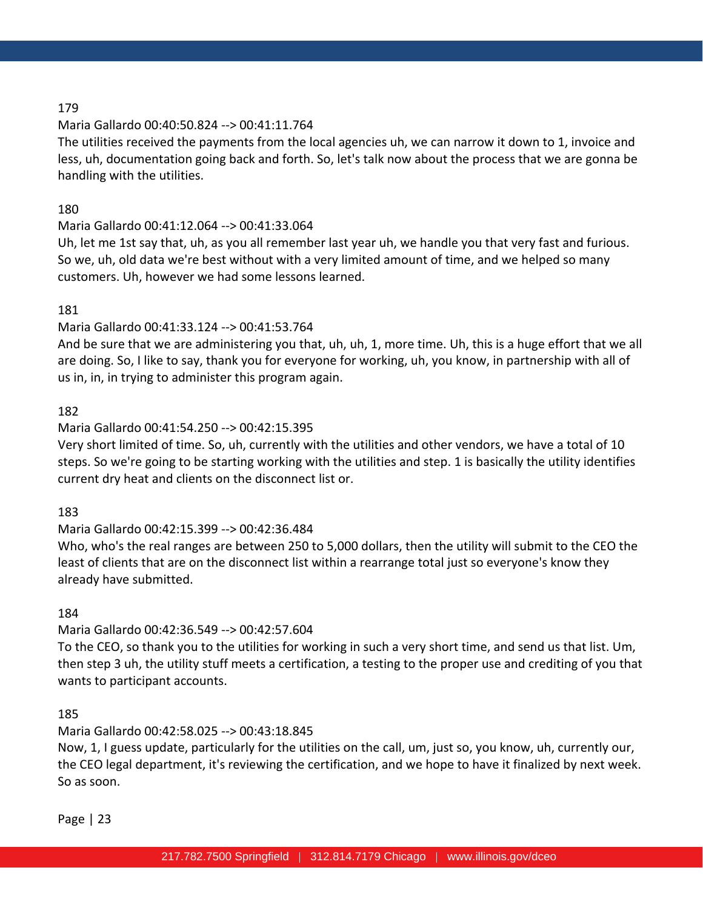179

Maria Gallardo 00:40:50.824 --> 00:41:11.764

The utilities received the payments from the local agencies uh, we can narrow it down to 1, invoice and less, uh, documentation going back and forth. So, let's talk now about the process that we are gonna be handling with the utilities.

180

Maria Gallardo 00:41:12.064 --> 00:41:33.064

Uh, let me 1st say that, uh, as you all remember last year uh, we handle you that very fast and furious. So we, uh, old data we're best without with a very limited amount of time, and we helped so many customers. Uh, however we had some lessons learned.

181

Maria Gallardo 00:41:33.124 --> 00:41:53.764

And be sure that we are administering you that, uh, uh, 1, more time. Uh, this is a huge effort that we all are doing. So, I like to say, thank you for everyone for working, uh, you know, in partnership with all of us in, in, in trying to administer this program again.

182

Maria Gallardo 00:41:54.250 --> 00:42:15.395

Very short limited of time. So, uh, currently with the utilities and other vendors, we have a total of 10 steps. So we're going to be starting working with the utilities and step. 1 is basically the utility identifies current dry heat and clients on the disconnect list or.

183

Maria Gallardo 00:42:15.399 --> 00:42:36.484

Who, who's the real ranges are between 250 to 5,000 dollars, then the utility will submit to the CEO the least of clients that are on the disconnect list within a rearrange total just so everyone's know they already have submitted.

184

Maria Gallardo 00:42:36.549 --> 00:42:57.604

To the CEO, so thank you to the utilities for working in such a very short time, and send us that list. Um, then step 3 uh, the utility stuff meets a certification, a testing to the proper use and crediting of you that wants to participant accounts.

185

Maria Gallardo 00:42:58.025 --> 00:43:18.845

Now, 1, I guess update, particularly for the utilities on the call, um, just so, you know, uh, currently our, the CEO legal department, it's reviewing the certification, and we hope to have it finalized by next week. So as soon.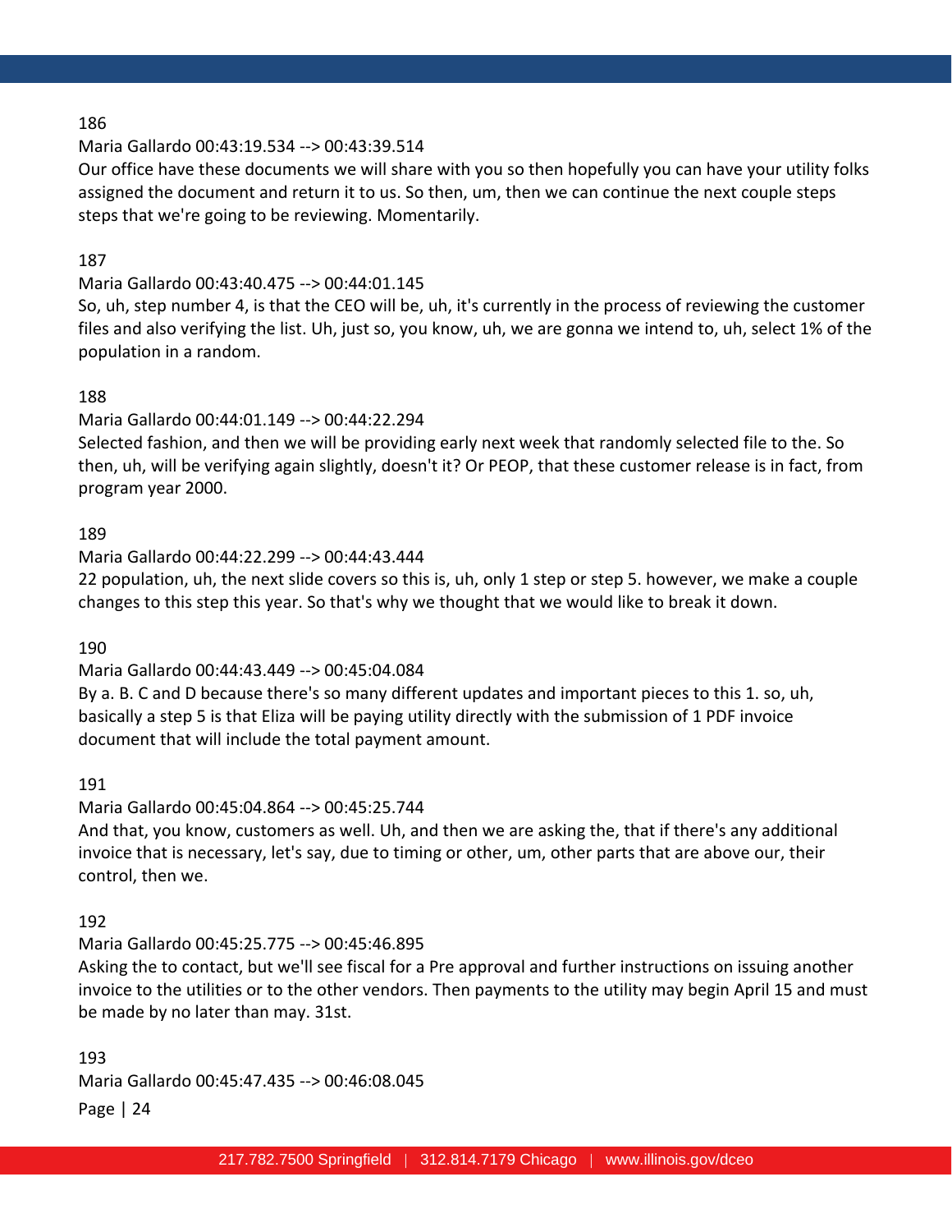186

Maria Gallardo 00:43:19.534 --> 00:43:39.514

Our office have these documents we will share with you so then hopefully you can have your utility folks assigned the document and return it to us. So then, um, then we can continue the next couple steps steps that we're going to be reviewing. Momentarily.

187

Maria Gallardo 00:43:40.475 --> 00:44:01.145

So, uh, step number 4, is that the CEO will be, uh, it's currently in the process of reviewing the customer files and also verifying the list. Uh, just so, you know, uh, we are gonna we intend to, uh, select 1% of the population in a random.

188

Maria Gallardo 00:44:01.149 --> 00:44:22.294

Selected fashion, and then we will be providing early next week that randomly selected file to the. So then, uh, will be verifying again slightly, doesn't it? Or PEOP, that these customer release is in fact, from program year 2000.

189

Maria Gallardo 00:44:22.299 --> 00:44:43.444

22 population, uh, the next slide covers so this is, uh, only 1 step or step 5. however, we make a couple changes to this step this year. So that's why we thought that we would like to break it down.

190

Maria Gallardo 00:44:43.449 --> 00:45:04.084

By a. B. C and D because there's so many different updates and important pieces to this 1. so, uh, basically a step 5 is that Eliza will be paying utility directly with the submission of 1 PDF invoice document that will include the total payment amount.

191

Maria Gallardo 00:45:04.864 --> 00:45:25.744

And that, you know, customers as well. Uh, and then we are asking the, that if there's any additional invoice that is necessary, let's say, due to timing or other, um, other parts that are above our, their control, then we.

192

Maria Gallardo 00:45:25.775 --> 00:45:46.895

Asking the to contact, but we'll see fiscal for a Pre approval and further instructions on issuing another invoice to the utilities or to the other vendors. Then payments to the utility may begin April 15 and must be made by no later than may. 31st.

193

Maria Gallardo 00:45:47.435 --> 00:46:08.045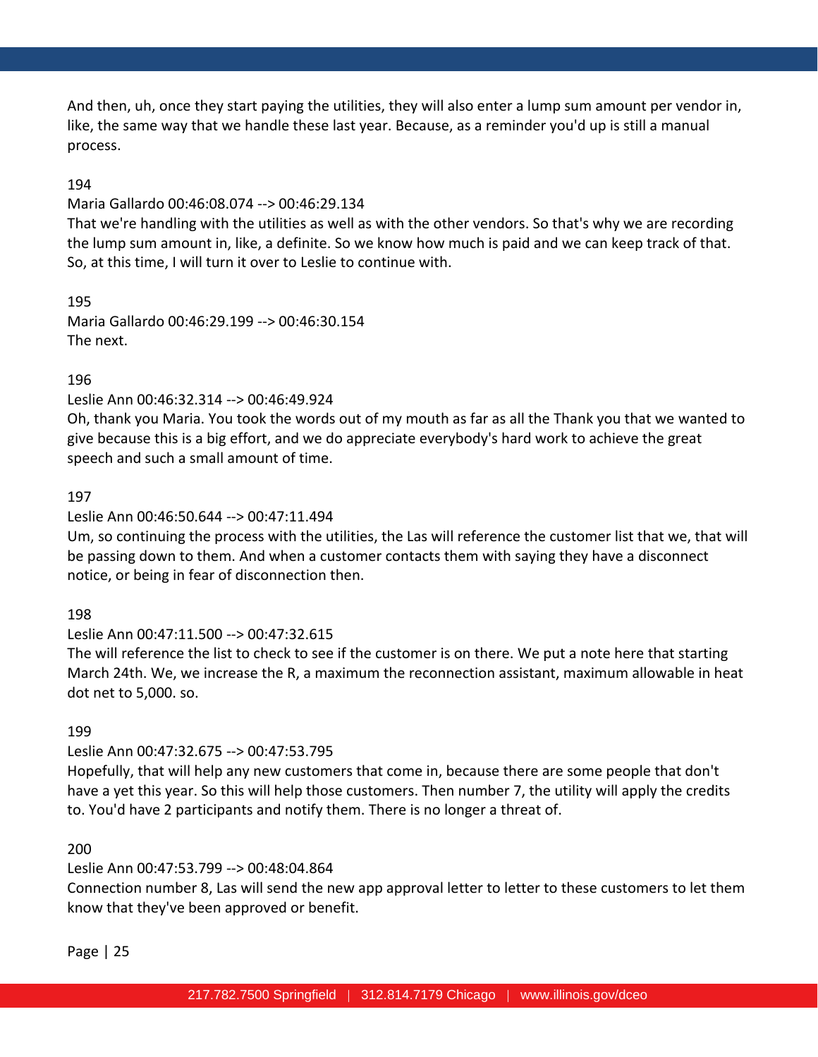And then, uh, once they start paying the utilities, they will also enter a lump sum amount per vendor in, like, the same way that we handle these last year. Because, as a reminder you'd up is still a manual process.

194

Maria Gallardo 00:46:08.074 --> 00:46:29.134

That we're handling with the utilities as well as with the other vendors. So that's why we are recording the lump sum amount in, like, a definite. So we know how much is paid and we can keep track of that. So, at this time, I will turn it over to Leslie to continue with.

195

Maria Gallardo 00:46:29.199 --> 00:46:30.154

The next.

196

Leslie Ann 00:46:32.314 --> 00:46:49.924

Oh, thank you Maria. You took the words out of my mouth as far as all the Thank you that we wanted to give because this is a big effort, and we do appreciate everybody's hard work to achieve the great speech and such a small amount of time.

197

Leslie Ann 00:46:50.644 --> 00:47:11.494

Um, so continuing the process with the utilities, the Las will reference the customer list that we, that will be passing down to them. And when a customer contacts them with saying they have a disconnect notice, or being in fear of disconnection then.

198

Leslie Ann 00:47:11.500 --> 00:47:32.615

The will reference the list to check to see if the customer is on there. We put a note here that starting March 24th. We, we increase the R, a maximum the reconnection assistant, maximum allowable in heat dot net to 5,000. so.

199

Leslie Ann 00:47:32.675 --> 00:47:53.795

Hopefully, that will help any new customers that come in, because there are some people that don't have a yet this year. So this will help those customers. Then number 7, the utility will apply the credits to. You'd have 2 participants and notify them. There is no longer a threat of.

200

Leslie Ann 00:47:53.799 --> 00:48:04.864

Connection number 8, Las will send the new app approval letter to letter to these customers to let them know that they've been approved or benefit.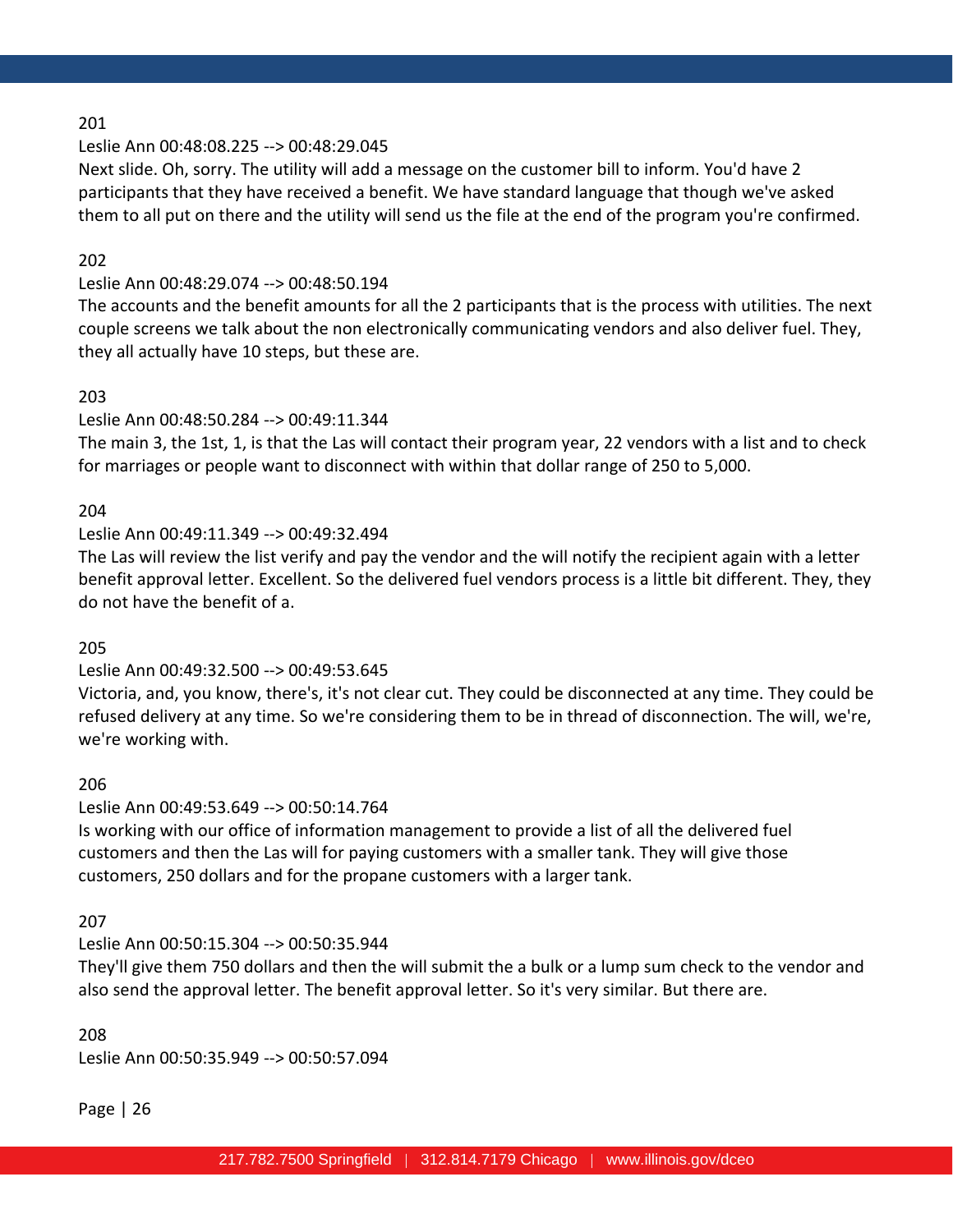201

Leslie Ann 00:48:08.225 --> 00:48:29.045

Next slide. Oh, sorry. The utility will add a message on the customer bill to inform. You'd have 2 participants that they have received a benefit. We have standard language that though we've asked them to all put on there and the utility will send us the file at the end of the program you're confirmed.

202

Leslie Ann 00:48:29.074 --> 00:48:50.194

The accounts and the benefit amounts for all the 2 participants that is the process with utilities. The next couple screens we talk about the non electronically communicating vendors and also deliver fuel. They, they all actually have 10 steps, but these are.

203

Leslie Ann 00:48:50.284 --> 00:49:11.344

The main 3, the 1st, 1, is that the Las will contact their program year, 22 vendors with a list and to check for marriages or people want to disconnect with within that dollar range of 250 to 5,000.

204

Leslie Ann 00:49:11.349 --> 00:49:32.494

The Las will review the list verify and pay the vendor and the will notify the recipient again with a letter benefit approval letter. Excellent. So the delivered fuel vendors process is a little bit different. They, they do not have the benefit of a.

205

Leslie Ann 00:49:32.500 --> 00:49:53.645

Victoria, and, you know, there's, it's not clear cut. They could be disconnected at any time. They could be refused delivery at any time. So we're considering them to be in thread of disconnection. The will, we're, we're working with.

206

Leslie Ann 00:49:53.649 --> 00:50:14.764

Is working with our office of information management to provide a list of all the delivered fuel customers and then the Las will for paying customers with a smaller tank. They will give those customers, 250 dollars and for the propane customers with a larger tank.

207

Leslie Ann 00:50:15.304 --> 00:50:35.944

They'll give them 750 dollars and then the will submit the a bulk or a lump sum check to the vendor and also send the approval letter. The benefit approval letter. So it's very similar. But there are.

208

Leslie Ann 00:50:35.949 --> 00:50:57.094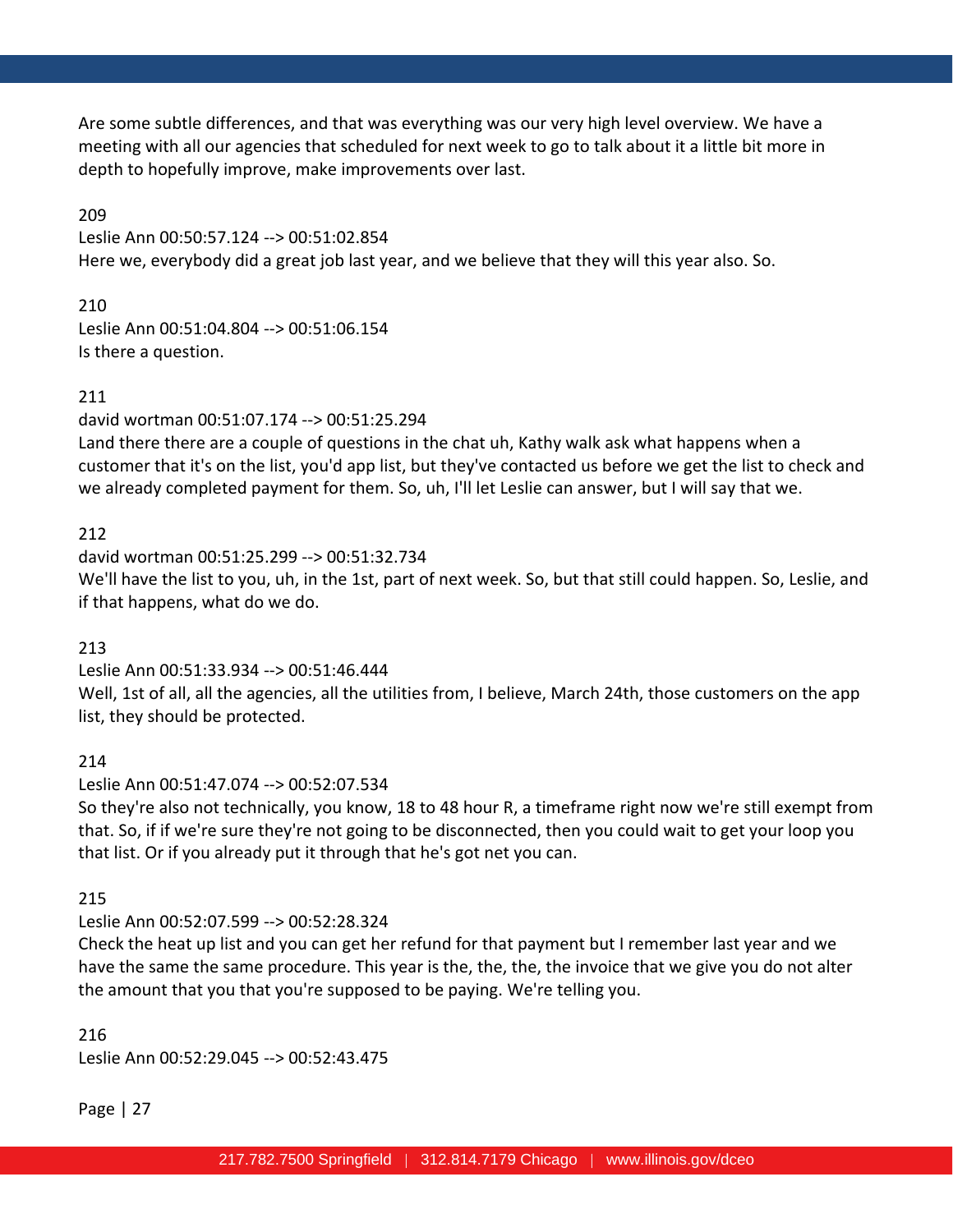Are some subtle differences, and that was everything was our very high level overview. We have a meeting with all our agencies that scheduled for next week to go to talk about it a little bit more in depth to hopefully improve, make improvements over last.

209

Leslie Ann 00:50:57.124 --> 00:51:02.854

Here we, everybody did a great job last year, and we believe that they will this year also. So.

210

Leslie Ann 00:51:04.804 --> 00:51:06.154

Is there a question.

211

david wortman 00:51:07.174 --> 00:51:25.294

Land there there are a couple of questions in the chat uh, Kathy walk ask what happens when a customer that it's on the list, you'd app list, but they've contacted us before we get the list to check and we already completed payment for them. So, uh, I'll let Leslie can answer, but I will say that we.

212

david wortman 00:51:25.299 --> 00:51:32.734

We'll have the list to you, uh, in the 1st, part of next week. So, but that still could happen. So, Leslie, and if that happens, what do we do.

213

Leslie Ann 00:51:33.934 --> 00:51:46.444

Well, 1st of all, all the agencies, all the utilities from, I believe, March 24th, those customers on the app list, they should be protected.

214

Leslie Ann 00:51:47.074 --> 00:52:07.534

So they're also not technically, you know, 18 to 48 hour R, a timeframe right now we're still exempt from that. So, if if we're sure they're not going to be disconnected, then you could wait to get your loop you that list. Or if you already put it through that he's got net you can.

215

Leslie Ann 00:52:07.599 --> 00:52:28.324

Check the heat up list and you can get her refund for that payment but I remember last year and we have the same the same procedure. This year is the, the, the, the invoice that we give you do not alter the amount that you that you're supposed to be paying. We're telling you.

216

Leslie Ann 00:52:29.045 --> 00:52:43.475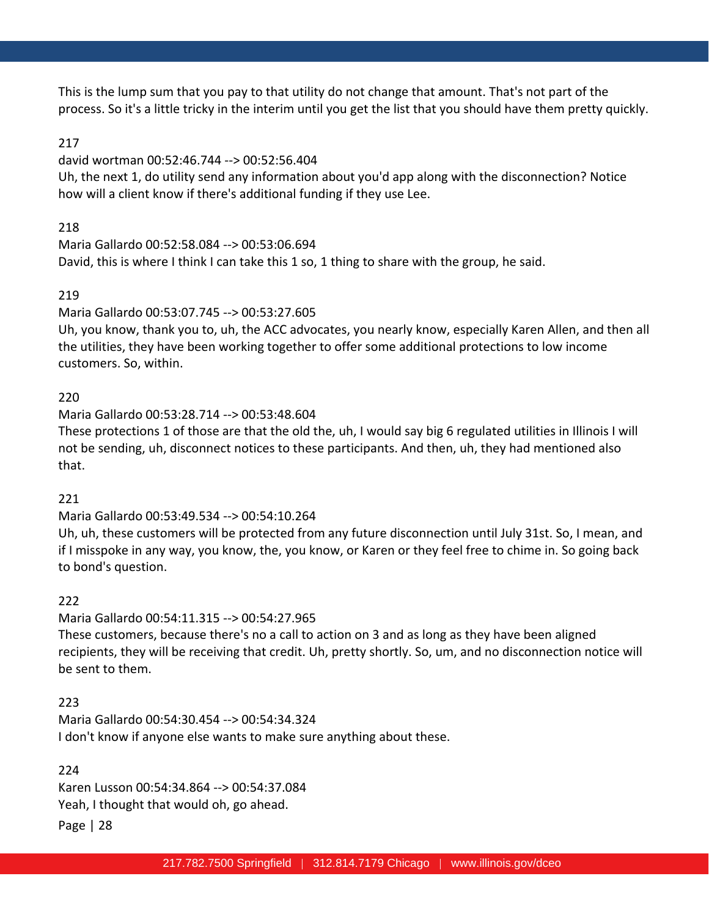This is the lump sum that you pay to that utility do not change that amount. That's not part of the process. So it's a little tricky in the interim until you get the list that you should have them pretty quickly.

217

david wortman 00:52:46.744 --> 00:52:56.404

Uh, the next 1, do utility send any information about you'd app along with the disconnection? Notice how will a client know if there's additional funding if they use Lee.

218

Maria Gallardo 00:52:58.084 --> 00:53:06.694

David, this is where I think I can take this 1 so, 1 thing to share with the group, he said.

219

Maria Gallardo 00:53:07.745 --> 00:53:27.605

Uh, you know, thank you to, uh, the ACC advocates, you nearly know, especially Karen Allen, and then all the utilities, they have been working together to offer some additional protections to low income customers. So, within.

220

Maria Gallardo 00:53:28.714 --> 00:53:48.604

These protections 1 of those are that the old the, uh, I would say big 6 regulated utilities in Illinois I will not be sending, uh, disconnect notices to these participants. And then, uh, they had mentioned also that.

221

Maria Gallardo 00:53:49.534 --> 00:54:10.264

Uh, uh, these customers will be protected from any future disconnection until July 31st. So, I mean, and if I misspoke in any way, you know, the, you know, or Karen or they feel free to chime in. So going back to bond's question.

222

Maria Gallardo 00:54:11.315 --> 00:54:27.965

These customers, because there's no a call to action on 3 and as long as they have been aligned recipients, they will be receiving that credit. Uh, pretty shortly. So, um, and no disconnection notice will be sent to them.

223

Maria Gallardo 00:54:30.454 --> 00:54:34.324

I don't know if anyone else wants to make sure anything about these.

224

Karen Lusson 00:54:34.864 --> 00:54:37.084

Yeah, I thought that would oh, go ahead.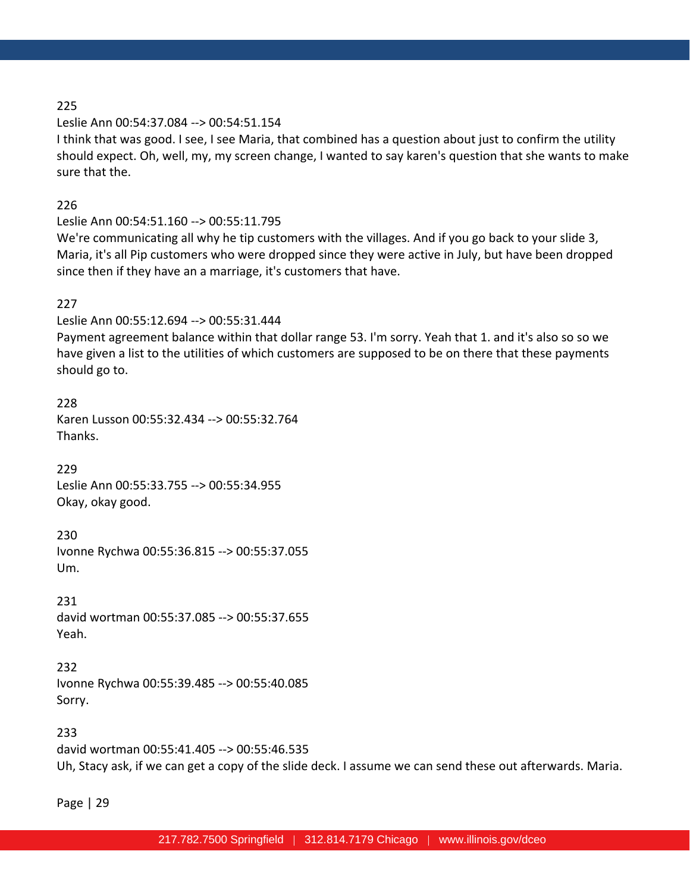225

Leslie Ann 00:54:37.084 --> 00:54:51.154

I think that was good. I see, I see Maria, that combined has a question about just to confirm the utility should expect. Oh, well, my, my screen change, I wanted to say karen's question that she wants to make sure that the.

226

Leslie Ann 00:54:51.160 --> 00:55:11.795

We're communicating all why he tip customers with the villages. And if you go back to your slide 3, Maria, it's all Pip customers who were dropped since they were active in July, but have been dropped since then if they have an a marriage, it's customers that have.

227

Leslie Ann 00:55:12.694 --> 00:55:31.444

Payment agreement balance within that dollar range 53. I'm sorry. Yeah that 1. and it's also so so we have given a list to the utilities of which customers are supposed to be on there that these payments should go to.

228

Karen Lusson 00:55:32.434 --> 00:55:32.764

Thanks.

229

Leslie Ann 00:55:33.755 --> 00:55:34.955

Okay, okay good.

230

Ivonne Rychwa 00:55:36.815 --> 00:55:37.055

Um.

231

david wortman 00:55:37.085 --> 00:55:37.655

Yeah.

232

Ivonne Rychwa 00:55:39.485 --> 00:55:40.085

Sorry.

233

david wortman 00:55:41.405 --> 00:55:46.535

Uh, Stacy ask, if we can get a copy of the slide deck. I assume we can send these out afterwards. Maria.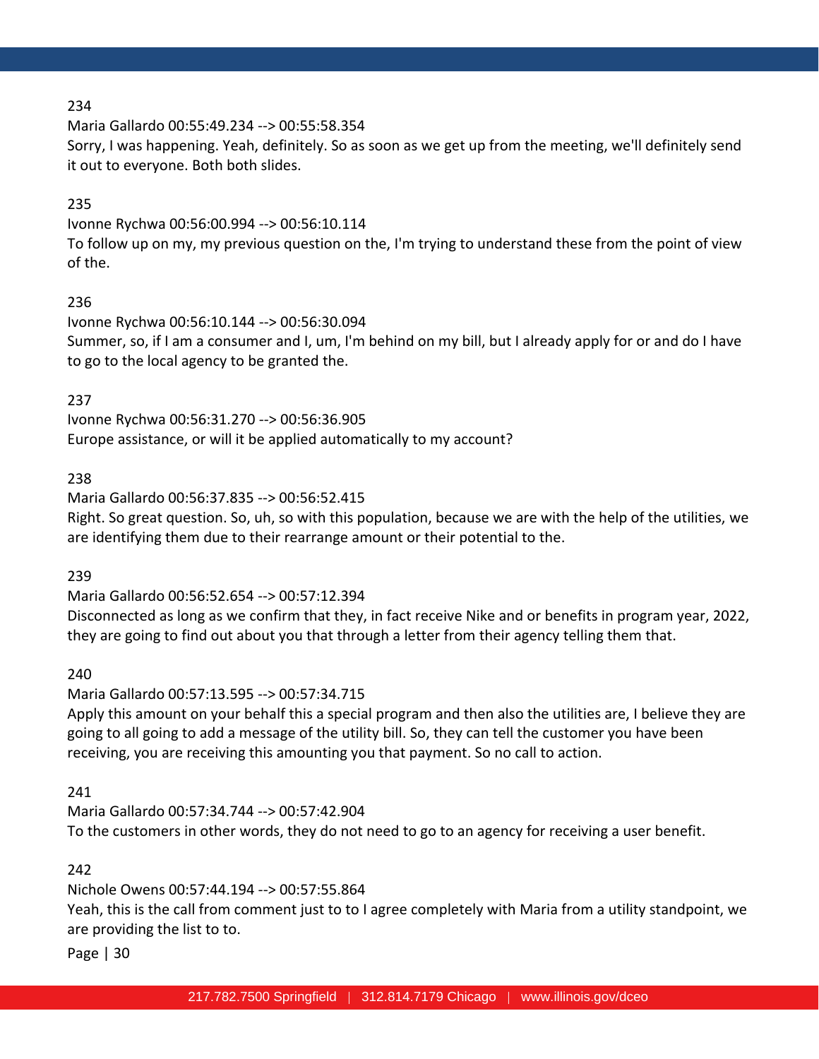234

Maria Gallardo 00:55:49.234 --> 00:55:58.354

Sorry, I was happening. Yeah, definitely. So as soon as we get up from the meeting, we'll definitely send it out to everyone. Both both slides.

235

Ivonne Rychwa 00:56:00.994 --> 00:56:10.114

To follow up on my, my previous question on the, I'm trying to understand these from the point of view of the.

236

Ivonne Rychwa 00:56:10.144 --> 00:56:30.094

Summer, so, if I am a consumer and I, um, I'm behind on my bill, but I already apply for or and do I have to go to the local agency to be granted the.

237

Ivonne Rychwa 00:56:31.270 --> 00:56:36.905

Europe assistance, or will it be applied automatically to my account?

238

Maria Gallardo 00:56:37.835 --> 00:56:52.415

Right. So great question. So, uh, so with this population, because we are with the help of the utilities, we are identifying them due to their rearrange amount or their potential to the.

239

Maria Gallardo 00:56:52.654 --> 00:57:12.394

Disconnected as long as we confirm that they, in fact receive Nike and or benefits in program year, 2022, they are going to find out about you that through a letter from their agency telling them that.

240

Maria Gallardo 00:57:13.595 --> 00:57:34.715

Apply this amount on your behalf this a special program and then also the utilities are, I believe they are going to all going to add a message of the utility bill. So, they can tell the customer you have been receiving, you are receiving this amounting you that payment. So no call to action.

241

Maria Gallardo 00:57:34.744 --> 00:57:42.904

To the customers in other words, they do not need to go to an agency for receiving a user benefit.

242

Nichole Owens 00:57:44.194 --> 00:57:55.864

Yeah, this is the call from comment just to to I agree completely with Maria from a utility standpoint, we are providing the list to to.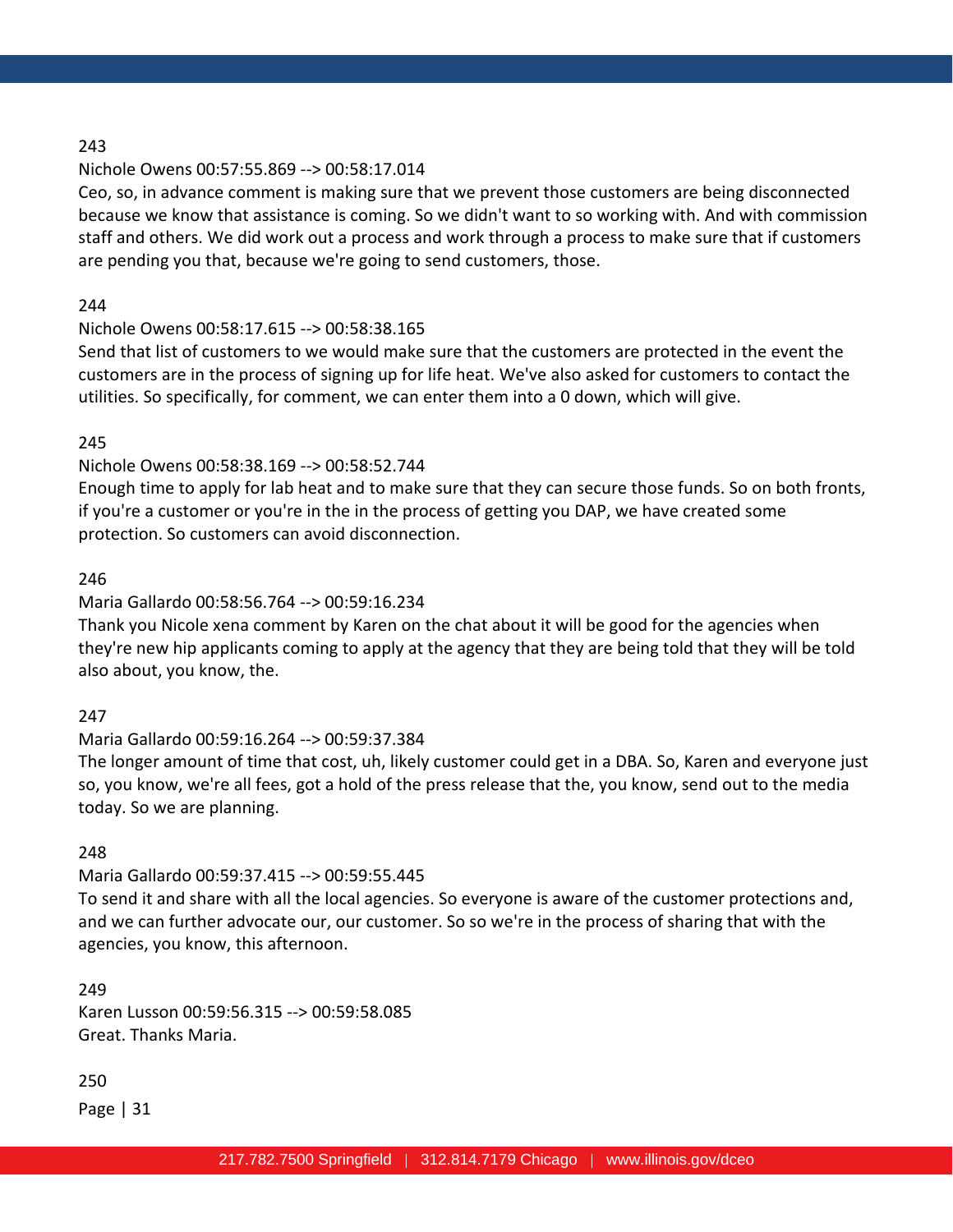243

Nichole Owens 00:57:55.869 --> 00:58:17.014

Ceo, so, in advance comment is making sure that we prevent those customers are being disconnected because we know that assistance is coming. So we didn't want to so working with. And with commission staff and others. We did work out a process and work through a process to make sure that if customers are pending you that, because we're going to send customers, those.

244

Nichole Owens 00:58:17.615 --> 00:58:38.165

Send that list of customers to we would make sure that the customers are protected in the event the customers are in the process of signing up for life heat. We've also asked for customers to contact the utilities. So specifically, for comment, we can enter them into a 0 down, which will give.

245

Nichole Owens 00:58:38.169 --> 00:58:52.744

Enough time to apply for lab heat and to make sure that they can secure those funds. So on both fronts, if you're a customer or you're in the in the process of getting you DAP, we have created some protection. So customers can avoid disconnection.

246

Maria Gallardo 00:58:56.764 --> 00:59:16.234

Thank you Nicole xena comment by Karen on the chat about it will be good for the agencies when they're new hip applicants coming to apply at the agency that they are being told that they will be told also about, you know, the.

247

Maria Gallardo 00:59:16.264 --> 00:59:37.384

The longer amount of time that cost, uh, likely customer could get in a DBA. So, Karen and everyone just so, you know, we're all fees, got a hold of the press release that the, you know, send out to the media today. So we are planning.

248

Maria Gallardo 00:59:37.415 --> 00:59:55.445

To send it and share with all the local agencies. So everyone is aware of the customer protections and, and we can further advocate our, our customer. So so we're in the process of sharing that with the agencies, you know, this afternoon.

249

Karen Lusson 00:59:56.315 --> 00:59:58.085

Great. Thanks Maria.

250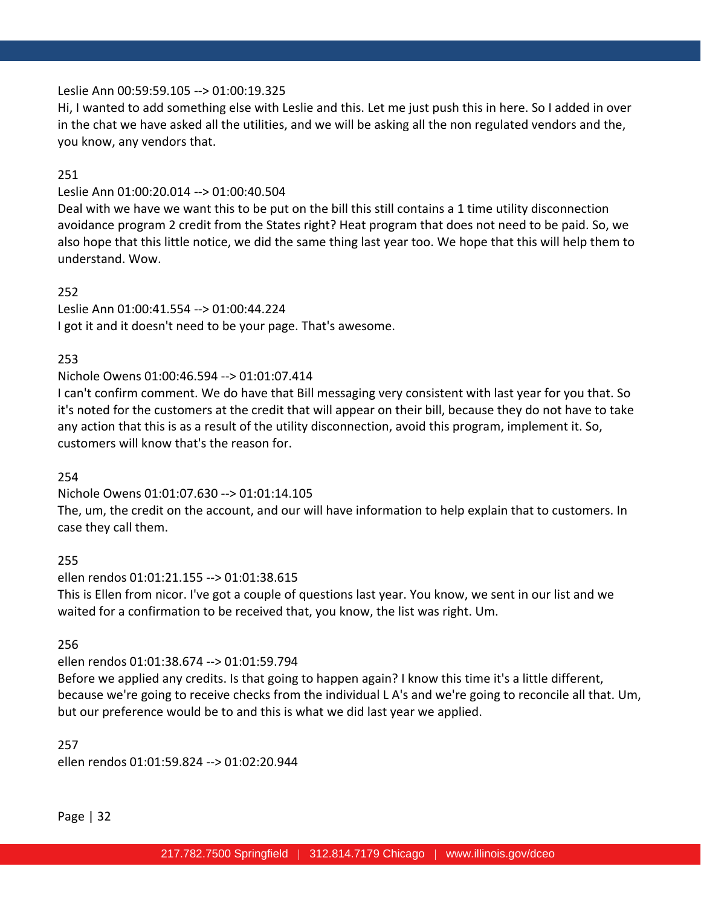Leslie Ann 00:59:59.105 --> 01:00:19.325
Hi, I wanted to add something else with Leslie and this. Let me just push this in here. So I added in over in the chat we have asked all the utilities, and we will be asking all the non regulated vendors and the, you know, any vendors that.

251
Leslie Ann 01:00:20.014 --> 01:00:40.504
Deal with we have we want this to be put on the bill this still contains a 1 time utility disconnection avoidance program 2 credit from the States right? Heat program that does not need to be paid. So, we also hope that this little notice, we did the same thing last year too. We hope that this will help them to understand. Wow.

252
Leslie Ann 01:00:41.554 --> 01:00:44.224
I got it and it doesn't need to be your page. That's awesome.

253
Nichole Owens 01:00:46.594 --> 01:01:07.414
I can't confirm comment. We do have that Bill messaging very consistent with last year for you that. So it's noted for the customers at the credit that will appear on their bill, because they do not have to take any action that this is as a result of the utility disconnection, avoid this program, implement it. So, customers will know that's the reason for.

254
Nichole Owens 01:01:07.630 --> 01:01:14.105
The, um, the credit on the account, and our will have information to help explain that to customers. In case they call them.

255
ellen rendos 01:01:21.155 --> 01:01:38.615
This is Ellen from nicor. I've got a couple of questions last year. You know, we sent in our list and we waited for a confirmation to be received that, you know, the list was right. Um.

256
ellen rendos 01:01:38.674 --> 01:01:59.794
Before we applied any credits. Is that going to happen again? I know this time it's a little different, because we're going to receive checks from the individual L A's and we're going to reconcile all that. Um, but our preference would be to and this is what we did last year we applied.

257
ellen rendos 01:01:59.824 --> 01:02:20.944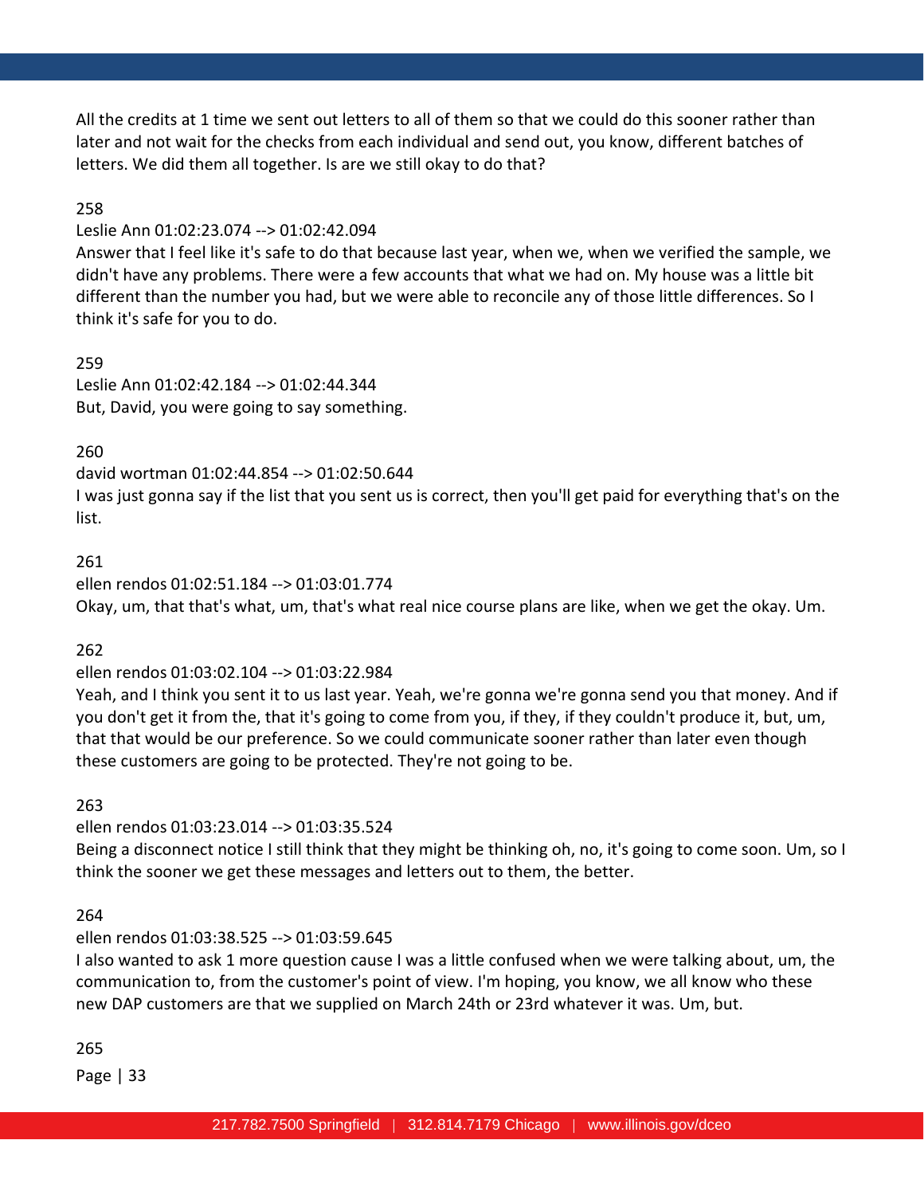All the credits at 1 time we sent out letters to all of them so that we could do this sooner rather than later and not wait for the checks from each individual and send out, you know, different batches of letters. We did them all together. Is are we still okay to do that?

258

Leslie Ann 01:02:23.074 --> 01:02:42.094
Answer that I feel like it's safe to do that because last year, when we, when we verified the sample, we didn't have any problems. There were a few accounts that what we had on. My house was a little bit different than the number you had, but we were able to reconcile any of those little differences. So I think it's safe for you to do.

259

Leslie Ann 01:02:42.184 --> 01:02:44.344
But, David, you were going to say something.

260

david wortman 01:02:44.854 --> 01:02:50.644
I was just gonna say if the list that you sent us is correct, then you'll get paid for everything that's on the list.

261

ellen rendos 01:02:51.184 --> 01:03:01.774
Okay, um, that that's what, um, that's what real nice course plans are like, when we get the okay. Um.

262

ellen rendos 01:03:02.104 --> 01:03:22.984
Yeah, and I think you sent it to us last year. Yeah, we're gonna we're gonna send you that money. And if you don't get it from the, that it's going to come from you, if they, if they couldn't produce it, but, um, that that would be our preference. So we could communicate sooner rather than later even though these customers are going to be protected. They're not going to be.

263

ellen rendos 01:03:23.014 --> 01:03:35.524
Being a disconnect notice I still think that they might be thinking oh, no, it's going to come soon. Um, so I think the sooner we get these messages and letters out to them, the better.

264

ellen rendos 01:03:38.525 --> 01:03:59.645
I also wanted to ask 1 more question cause I was a little confused when we were talking about, um, the communication to, from the customer's point of view. I'm hoping, you know, we all know who these new DAP customers are that we supplied on March 24th or 23rd whatever it was. Um, but.

265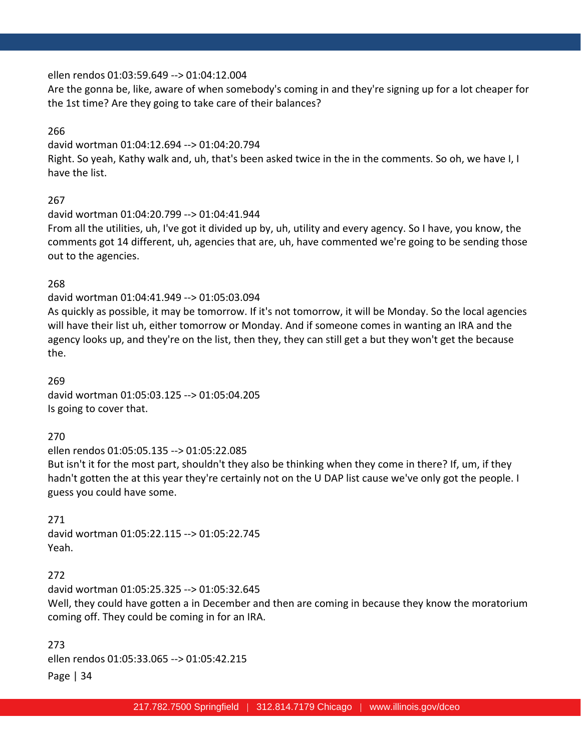ellen rendos 01:03:59.649 --> 01:04:12.004
Are the gonna be, like, aware of when somebody's coming in and they're signing up for a lot cheaper for the 1st time? Are they going to take care of their balances?

266
david wortman 01:04:12.694 --> 01:04:20.794
Right. So yeah, Kathy walk and, uh, that's been asked twice in the in the comments. So oh, we have I, I have the list.

267
david wortman 01:04:20.799 --> 01:04:41.944
From all the utilities, uh, I've got it divided up by, uh, utility and every agency. So I have, you know, the comments got 14 different, uh, agencies that are, uh, have commented we're going to be sending those out to the agencies.

268
david wortman 01:04:41.949 --> 01:05:03.094
As quickly as possible, it may be tomorrow. If it's not tomorrow, it will be Monday. So the local agencies will have their list uh, either tomorrow or Monday. And if someone comes in wanting an IRA and the agency looks up, and they're on the list, then they, they can still get a but they won't get the because the.

269
david wortman 01:05:03.125 --> 01:05:04.205
Is going to cover that.

270
ellen rendos 01:05:05.135 --> 01:05:22.085
But isn't it for the most part, shouldn't they also be thinking when they come in there? If, um, if they hadn't gotten the at this year they're certainly not on the U DAP list cause we've only got the people. I guess you could have some.

271
david wortman 01:05:22.115 --> 01:05:22.745
Yeah.

272
david wortman 01:05:25.325 --> 01:05:32.645
Well, they could have gotten a in December and then are coming in because they know the moratorium coming off. They could be coming in for an IRA.

273
ellen rendos 01:05:33.065 --> 01:05:42.215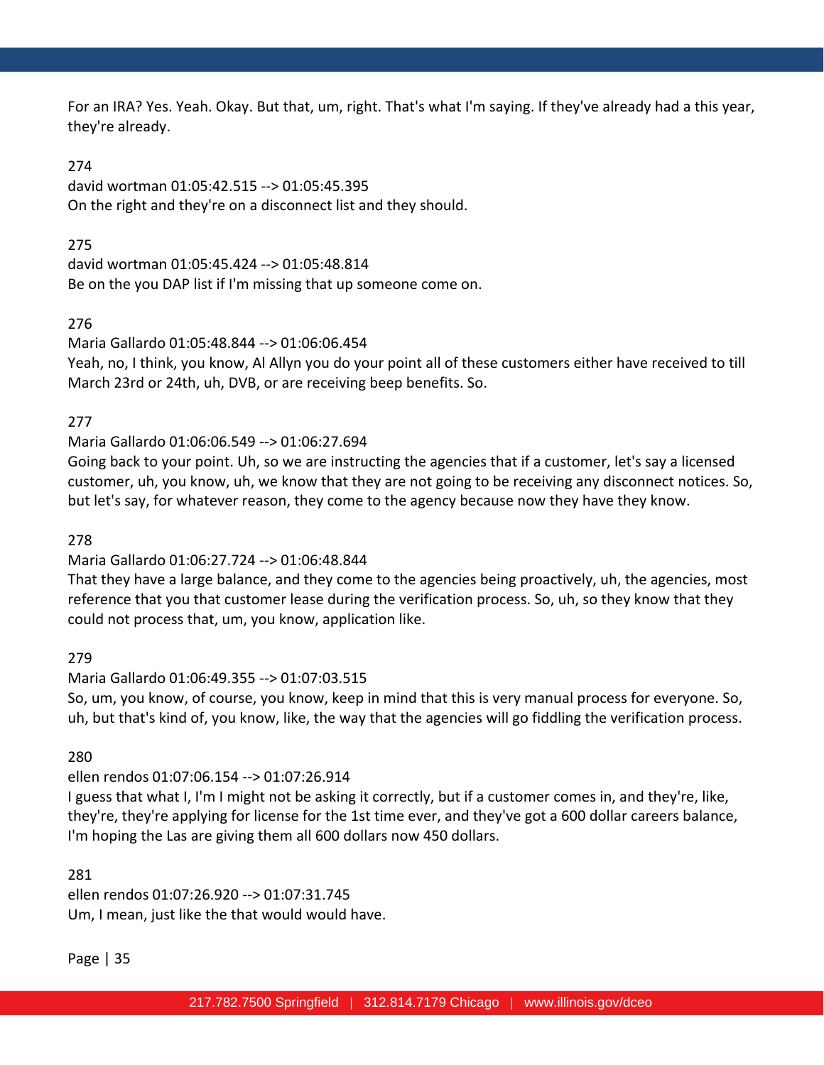For an IRA? Yes. Yeah. Okay. But that, um, right. That's what I'm saying. If they've already had a this year, they're already.

274
david wortman 01:05:42.515 --> 01:05:45.395
On the right and they're on a disconnect list and they should.

275
david wortman 01:05:45.424 --> 01:05:48.814
Be on the you DAP list if I'm missing that up someone come on.

276
Maria Gallardo 01:05:48.844 --> 01:06:06.454
Yeah, no, I think, you know, Al Allyn you do your point all of these customers either have received to till March 23rd or 24th, uh, DVB, or are receiving beep benefits. So.

277
Maria Gallardo 01:06:06.549 --> 01:06:27.694
Going back to your point. Uh, so we are instructing the agencies that if a customer, let's say a licensed customer, uh, you know, uh, we know that they are not going to be receiving any disconnect notices. So, but let's say, for whatever reason, they come to the agency because now they have they know.

278
Maria Gallardo 01:06:27.724 --> 01:06:48.844
That they have a large balance, and they come to the agencies being proactively, uh, the agencies, most reference that you that customer lease during the verification process. So, uh, so they know that they could not process that, um, you know, application like.

279
Maria Gallardo 01:06:49.355 --> 01:07:03.515
So, um, you know, of course, you know, keep in mind that this is very manual process for everyone. So, uh, but that's kind of, you know, like, the way that the agencies will go fiddling the verification process.

280
ellen rendos 01:07:06.154 --> 01:07:26.914
I guess that what I, I'm I might not be asking it correctly, but if a customer comes in, and they're, like, they're, they're applying for license for the 1st time ever, and they've got a 600 dollar careers balance, I'm hoping the Las are giving them all 600 dollars now 450 dollars.

281
ellen rendos 01:07:26.920 --> 01:07:31.745
Um, I mean, just like the that would would have.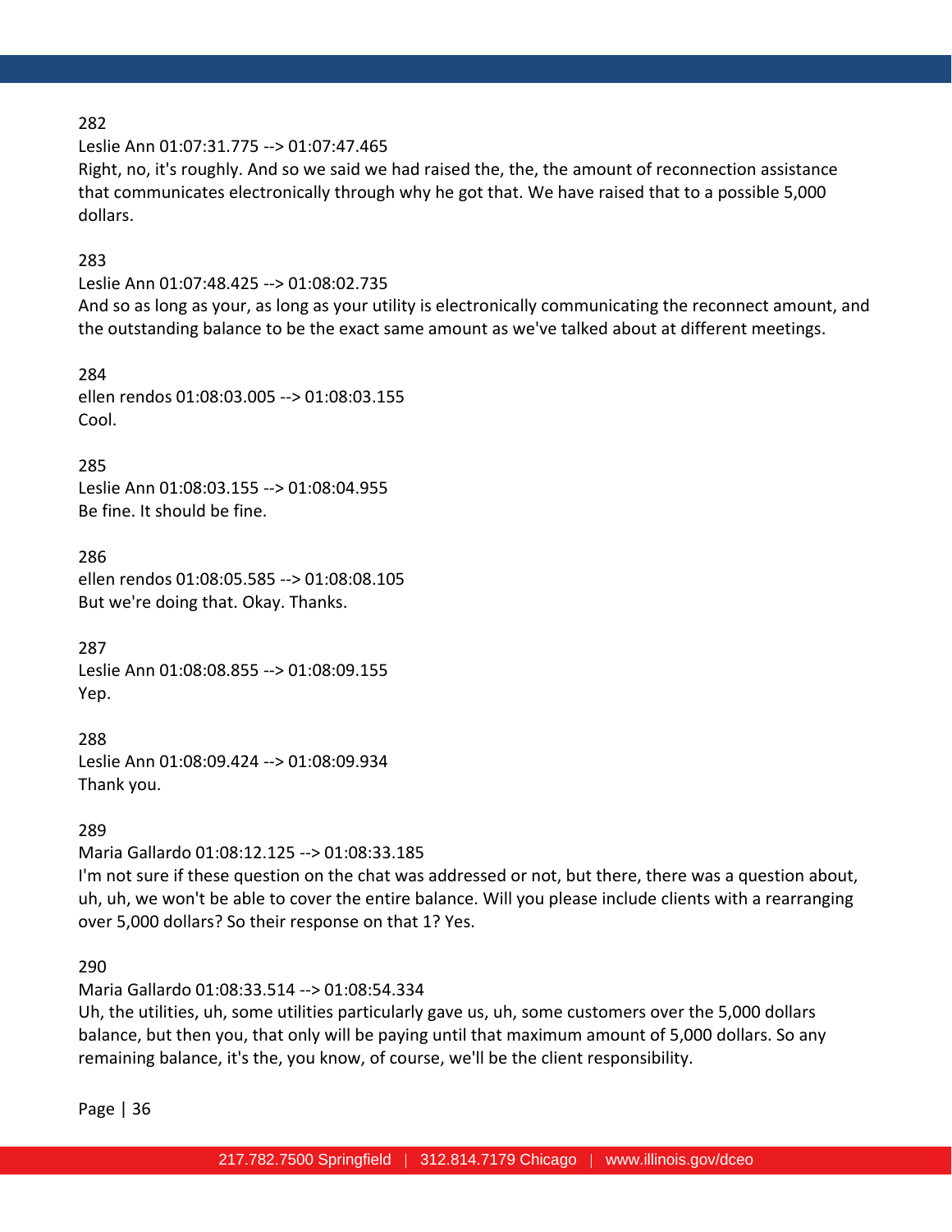282

Leslie Ann 01:07:31.775 --> 01:07:47.465

Right, no, it's roughly. And so we said we had raised the, the, the amount of reconnection assistance that communicates electronically through why he got that. We have raised that to a possible 5,000 dollars.

283

Leslie Ann 01:07:48.425 --> 01:08:02.735

And so as long as your, as long as your utility is electronically communicating the reconnect amount, and the outstanding balance to be the exact same amount as we've talked about at different meetings.

284

ellen rendos 01:08:03.005 --> 01:08:03.155

Cool.

285

Leslie Ann 01:08:03.155 --> 01:08:04.955

Be fine. It should be fine.

286

ellen rendos 01:08:05.585 --> 01:08:08.105

But we're doing that. Okay. Thanks.

287

Leslie Ann 01:08:08.855 --> 01:08:09.155

Yep.

288

Leslie Ann 01:08:09.424 --> 01:08:09.934

Thank you.

289

Maria Gallardo 01:08:12.125 --> 01:08:33.185

I'm not sure if these question on the chat was addressed or not, but there, there was a question about, uh, uh, we won't be able to cover the entire balance. Will you please include clients with a rearranging over 5,000 dollars? So their response on that 1? Yes.

290

Maria Gallardo 01:08:33.514 --> 01:08:54.334

Uh, the utilities, uh, some utilities particularly gave us, uh, some customers over the 5,000 dollars balance, but then you, that only will be paying until that maximum amount of 5,000 dollars. So any remaining balance, it's the, you know, of course, we'll be the client responsibility.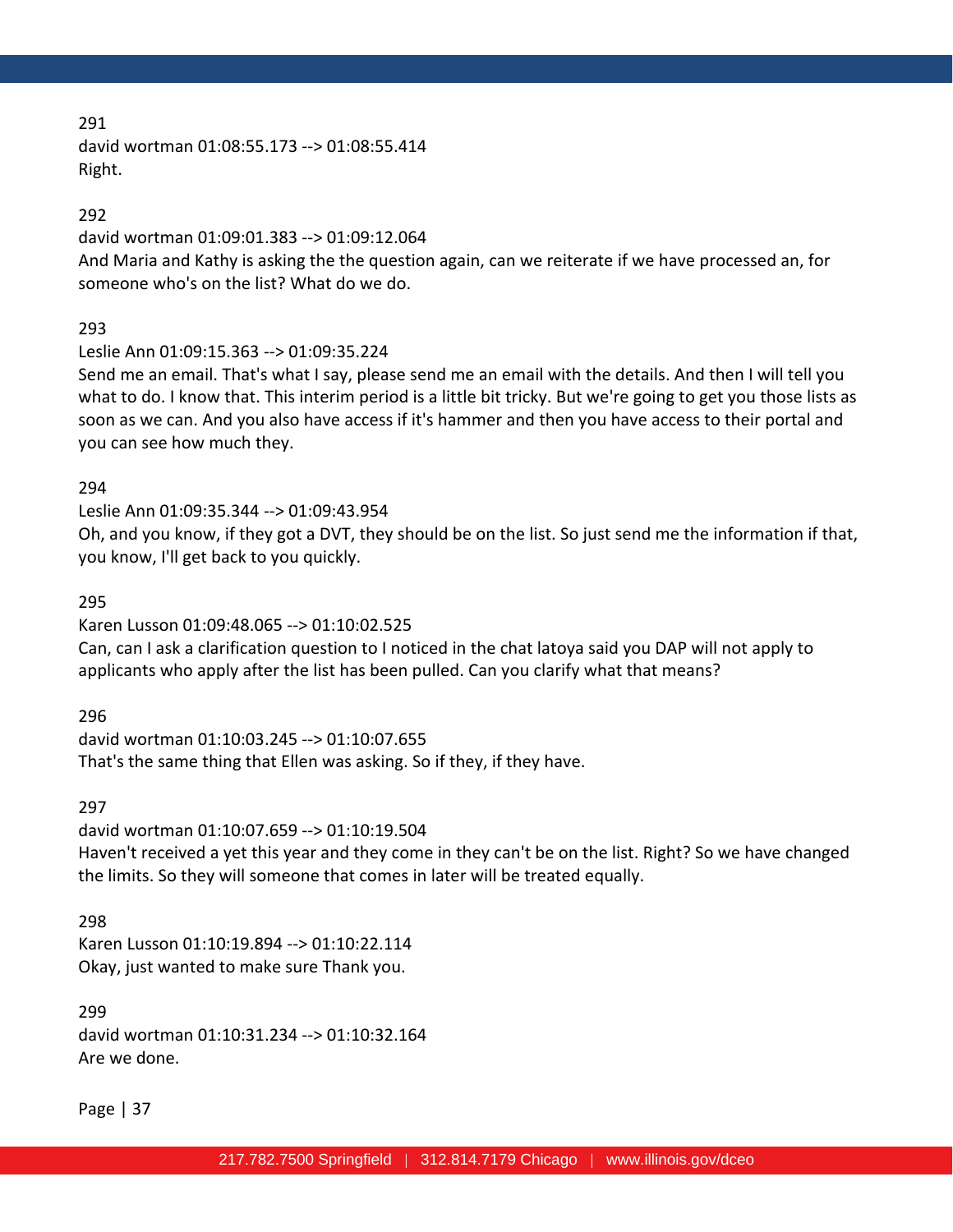291
david wortman 01:08:55.173 --> 01:08:55.414
Right.

292
david wortman 01:09:01.383 --> 01:09:12.064
And Maria and Kathy is asking the the question again, can we reiterate if we have processed an, for someone who's on the list? What do we do.

293
Leslie Ann 01:09:15.363 --> 01:09:35.224
Send me an email. That's what I say, please send me an email with the details. And then I will tell you what to do. I know that. This interim period is a little bit tricky. But we're going to get you those lists as soon as we can. And you also have access if it's hammer and then you have access to their portal and you can see how much they.

294
Leslie Ann 01:09:35.344 --> 01:09:43.954
Oh, and you know, if they got a DVT, they should be on the list. So just send me the information if that, you know, I'll get back to you quickly.

295
Karen Lusson 01:09:48.065 --> 01:10:02.525
Can, can I ask a clarification question to I noticed in the chat latoya said you DAP will not apply to applicants who apply after the list has been pulled. Can you clarify what that means?

296
david wortman 01:10:03.245 --> 01:10:07.655
That's the same thing that Ellen was asking. So if they, if they have.

297
david wortman 01:10:07.659 --> 01:10:19.504
Haven't received a yet this year and they come in they can't be on the list. Right? So we have changed the limits. So they will someone that comes in later will be treated equally.

298
Karen Lusson 01:10:19.894 --> 01:10:22.114
Okay, just wanted to make sure Thank you.

299
david wortman 01:10:31.234 --> 01:10:32.164
Are we done.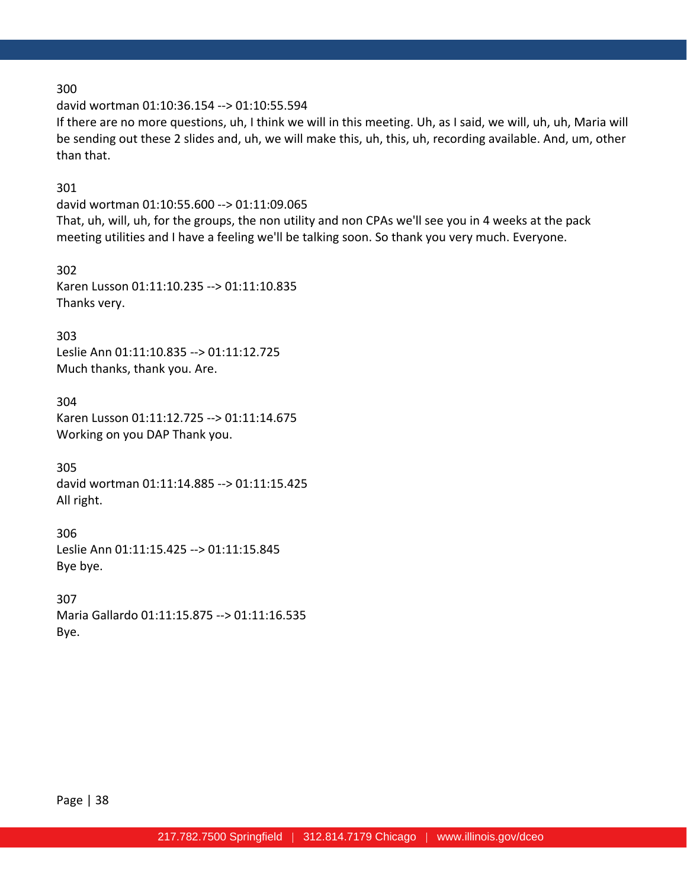300

david wortman 01:10:36.154 --> 01:10:55.594

If there are no more questions, uh, I think we will in this meeting. Uh, as I said, we will, uh, uh, Maria will be sending out these 2 slides and, uh, we will make this, uh, this, uh, recording available. And, um, other than that.

301

david wortman 01:10:55.600 --> 01:11:09.065

That, uh, will, uh, for the groups, the non utility and non CPAs we'll see you in 4 weeks at the pack meeting utilities and I have a feeling we'll be talking soon. So thank you very much. Everyone.

302

Karen Lusson 01:11:10.235 --> 01:11:10.835

Thanks very.

303

Leslie Ann 01:11:10.835 --> 01:11:12.725

Much thanks, thank you. Are.

304

Karen Lusson 01:11:12.725 --> 01:11:14.675

Working on you DAP Thank you.

305

david wortman 01:11:14.885 --> 01:11:15.425

All right.

306

Leslie Ann 01:11:15.425 --> 01:11:15.845

Bye bye.

307

Maria Gallardo 01:11:15.875 --> 01:11:16.535

Bye.